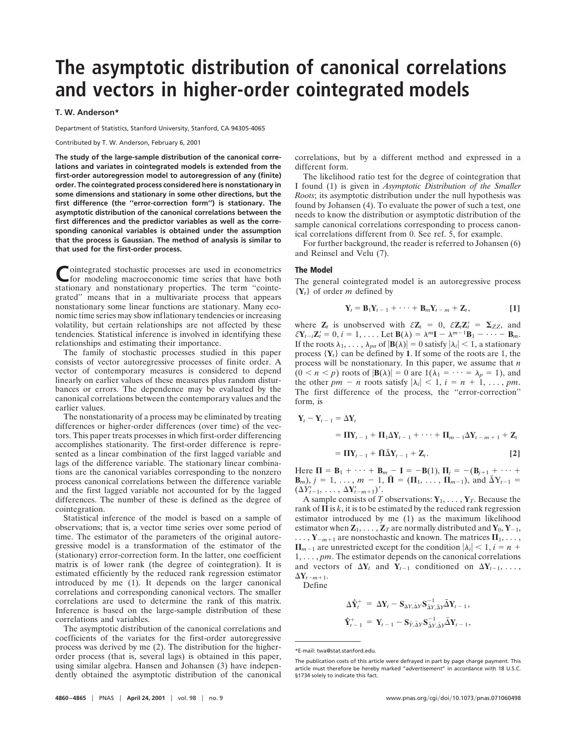# The asymptotic distribution of canonical correlations and vectors in higher-order cointegrated models

**T. W. Anderson***

Department of Statistics, Stanford University, Stanford, CA 94305-4065

Contributed by T. W. Anderson, February 6, 2001

**The study of the large-sample distribution of the canonical correlations and variates in cointegrated models is extended from the first-order autoregression model to autoregression of any (finite) order. The cointegrated process considered here is nonstationary in some dimensions and stationary in some other directions, but the first difference (the ''error-correction form'') is stationary. The asymptotic distribution of the canonical correlations between the first differences and the predictor variables as well as the corresponding canonical variables is obtained under the assumption that the process is Gaussian. The method of analysis is similar to that used for the first-order process.**

Cointegrated stochastic processes are used in econometrics for modeling macroeconomic time series that have both stationary and nonstationary properties. The term ''cointegrated'' means that in a multivariate process that appears nonstationary some linear functions are stationary. Many economic time series may show inflationary tendencies or increasing volatility, but certain relationships are not affected by these tendencies. Statistical inference is involved in identifying these relationships and estimating their importance.

The family of stochastic processes studied in this paper consists of vector autoregressive processes of finite order. A vector of contemporary measures is considered to depend linearly on earlier values of these measures plus random disturbances or errors. The dependence may be evaluated by the canonical correlations between the contemporary values and the earlier values.

The nonstationarity of a process may be eliminated by treating differences or higher-order differences (over time) of the vectors. This paper treats processes in which first-order differencing accomplishes stationarity. The first-order difference is represented as a linear combination of the first lagged variable and lags of the difference variable. The stationary linear combinations are the canonical variables corresponding to the nonzero process canonical correlations between the difference variable and the first lagged variable not accounted for by the lagged differences. The number of these is defined as the degree of cointegration.

Statistical inference of the model is based on a sample of observations; that is, a vector time series over some period of time. The estimator of the parameters of the original autoregressive model is a transformation of the estimator of the (stationary) error-correction form. In the latter, one coefficient matrix is of lower rank (the degree of cointegration). It is estimated efficiently by the reduced rank regression estimator introduced by me (1). It depends on the larger canonical correlations and corresponding canonical vectors. The smaller correlations are used to determine the rank of this matrix. Inference is based on the large-sample distribution of these correlations and variables.

The asymptotic distribution of the canonical correlations and coefficients of the variates for the first-order autoregressive process was derived by me (2). The distribution for the higher-order process (that is, several lags) is obtained in this paper, using similar algebra. Hansen and Johansen (3) have independently obtained the asymptotic distribution of the canonical correlations, but by a different method and expressed in a different form.

The likelihood ratio test for the degree of cointegration that I found (1) is given in *Asymptotic Distribution of the Smaller Roots*; its asymptotic distribution under the null hypothesis was found by Johansen (4). To evaluate the power of such a test, one needs to know the distribution or asymptotic distribution of the sample canonical correlations corresponding to process canonical correlations different from 0. See ref. 5, for example.

For further background, the reader is referred to Johansen (6) and Reinsel and Velu (7).

## The Model

The general cointegrated model is an autoregressive process $\{\mathbf{Y}_t\}$ of order $m$ defined by

$$\mathbf{Y}_t = \mathbf{B}_1\mathbf{Y}_{t-1} + \cdots + \mathbf{B}_m\mathbf{Y}_{t-m} + \mathbf{Z}_t, \qquad [1]$$

where $\mathbf{Z}_t$ is unobserved with $\mathcal{E}\mathbf{Z}_t = 0$, $\mathcal{E}\mathbf{Z}_t\mathbf{Z}_t' = \mathbf{\Sigma}_{ZZ}$, and $\mathcal{E}\mathbf{Y}_{t-i}\mathbf{Z}_t' = 0$, $i = 1, \ldots$. Let $\mathbf{B}(\lambda) = \lambda^m\mathbf{I} - \lambda^{m-1}\mathbf{B}_1 - \cdots - \mathbf{B}_m$. If the roots $\lambda_1, \ldots, \lambda_{pm}$ of $|\mathbf{B}(\lambda)| = 0$ satisfy $|\lambda_i| < 1$, a stationary process $\{\mathbf{Y}_t\}$ can be defined by **1**. If some of the roots are 1, the process will be nonstationary. In this paper, we assume that $n$ $(0 < n < p)$ roots of $|\mathbf{B}(\lambda)| = 0$ are $1(\lambda_1 = \cdots = \lambda_p = 1)$, and the other $pm - n$ roots satisfy $|\lambda_i| < 1$, $i = n + 1, \ldots, pm$. The first difference of the process, the ''error-correction'' form, is

$$\begin{aligned}\mathbf{Y}_t - \mathbf{Y}_{t-1} &= \Delta\mathbf{Y}_t \\ &= \mathbf{\Pi}\mathbf{Y}_{t-1} + \mathbf{\Pi}_1\Delta\mathbf{Y}_{t-1} + \cdots + \mathbf{\Pi}_{m-1}\Delta\mathbf{Y}_{t-m+1} + \mathbf{Z}_t \\ &= \mathbf{\Pi}\mathbf{Y}_{t-1} + \bar{\mathbf{\Pi}}\bar{\Delta}\mathbf{Y}_{t-1} + \mathbf{Z}_t. \end{aligned} \qquad [2]$$

Here $\mathbf{\Pi} = \mathbf{B}_1 + \cdots + \mathbf{B}_m - \mathbf{I} = -\mathbf{B}(1)$, $\mathbf{\Pi}_j = -(\mathbf{B}_{j+1} + \cdots + \mathbf{B}_m)$, $j = 1, \ldots, m-1$, $\bar{\mathbf{\Pi}} = (\mathbf{\Pi}_1, \ldots, \mathbf{\Pi}_{m-1})$, and $\bar{\Delta}\mathrm{Y}_{t-1} = (\Delta Y_{t-1}', \ldots, \Delta\mathbf{Y}_{t-m+1}')'$.

A sample consists of $T$ observations: $\mathbf{Y}_1, \ldots, \mathbf{Y}_T$. Because the rank of $\mathbf{\Pi}$ is $k$, it is to be estimated by the reduced rank regression estimator introduced by me (1) as the maximum likelihood estimator when $\mathbf{Z}_1, \ldots, \mathbf{Z}_T$ are normally distributed and $\mathbf{Y}_0, \mathbf{Y}_{-1}, \ldots, \mathbf{Y}_{-m+1}$ are nonstochastic and known. The matrices $\mathbf{\Pi}_1, \ldots, \mathbf{\Pi}_{m-1}$ are unrestricted except for the condition $|\lambda_i| < 1$, $i = n + 1, \ldots, pm$. The estimator depends on the canonical correlations and vectors of $\Delta\mathbf{Y}_t$ and $\mathbf{Y}_{t-1}$ conditioned on $\Delta\mathbf{Y}_{t-1}, \ldots, \Delta\mathbf{Y}_{t-m+1}$.

Define

$$\Delta\hat{\mathbf{Y}}_t^+ = \Delta\mathbf{Y}_t - \mathbf{S}_{\Delta Y,\bar{\Delta}Y}\mathbf{S}_{\bar{\Delta}Y,\bar{\Delta}Y}^{-1}\bar{\Delta}\mathbf{Y}_{t-1},$$

$$\hat{\mathbf{Y}}_{t-1}^+ = \mathbf{Y}_{t-1} - \mathbf{S}_{\bar{Y},\bar{\Delta}Y}\mathbf{S}_{\bar{\Delta}Y,\bar{\Delta}Y}^{-1}\bar{\Delta}\mathbf{Y}_{t-1},$$

---

*E-mail: twa@stat.stanford.edu.

The publication costs of this article were defrayed in part by page charge payment. This article must therefore be hereby marked "*advertisement*" in accordance with 18 U.S.C. §1734 solely to indicate this fact.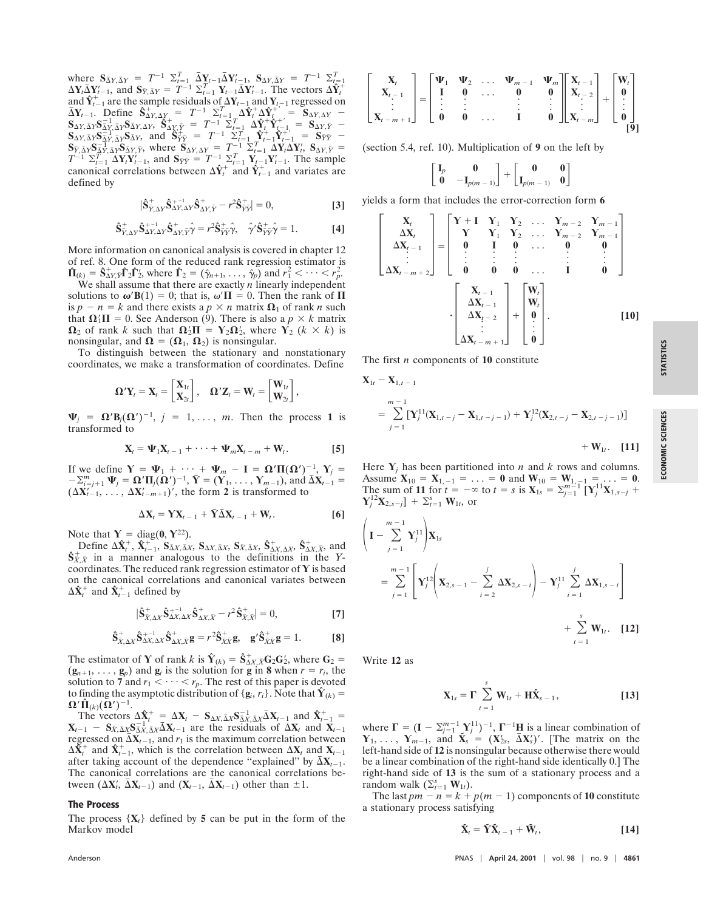where $\mathbf{S}_{\bar{\Delta}Y,\bar{\Delta}Y} = T^{-1}\sum_{t=1}^{T}\bar{\Delta}\mathbf{Y}_{t-1}\bar{\Delta}\mathbf{Y}'_{t-1}$, $\mathbf{S}_{\Delta Y,\bar{\Delta}Y} = T^{-1}\sum_{t=1}^{T}\Delta\mathbf{Y}_t\bar{\Delta}\mathbf{Y}'_{t-1}$, and $\mathbf{S}_{\bar{Y},\bar{\Delta}Y} = T^{-1}\sum_{t=1}^{T}\mathbf{Y}_{t-1}\bar{\Delta}\mathbf{Y}'_{t-1}$. The vectors $\Delta\hat{\mathbf{Y}}_t^{+}$ and $\hat{\mathbf{Y}}_{t-1}^{+}$ are the sample residuals of $\Delta\mathbf{Y}_{t-1}$ and $\mathbf{Y}_{t-1}$ regressed on $\bar{\Delta}\mathbf{Y}_{t-1}$. Define $\hat{\mathbf{S}}^{+}_{\Delta Y,\Delta Y} = T^{-1}\sum_{t=1}^{T}\Delta\hat{\mathbf{Y}}_t^{+}\Delta\hat{\mathbf{Y}}_t^{+'} = \mathbf{S}_{\Delta Y,\Delta Y} - \mathbf{S}_{\Delta Y,\bar{\Delta}Y}\mathbf{S}^{-1}_{\bar{\Delta}Y,\bar{\Delta}Y}\mathbf{S}_{\bar{\Delta}Y,\Delta Y}$, $\hat{\mathbf{S}}^{+}_{\Delta Y,\bar{Y}} = T^{-1}\sum_{t=1}^{T}\Delta\hat{\mathbf{Y}}_t^{+}\hat{\mathbf{Y}}_{t-1}^{+'} = \mathbf{S}_{\Delta Y,\bar{Y}} - \mathbf{S}_{\Delta Y,\bar{\Delta}Y}\mathbf{S}^{-1}_{\bar{\Delta}Y,\bar{\Delta}Y}\mathbf{S}_{\bar{\Delta}Y}$, and $\hat{\mathbf{S}}^{+}_{\bar{Y}\bar{Y}} = T^{-1}\sum_{t=1}^{T}\hat{\mathbf{Y}}^{+}_{t-1}\hat{\mathbf{Y}}^{+'}_{t-1} = \mathbf{S}_{\bar{Y}\bar{Y}} - \mathbf{S}_{\bar{Y},\bar{\Delta}Y}\mathbf{S}^{-1}_{\bar{\Delta}Y,\bar{\Delta}Y}\mathbf{S}_{\bar{\Delta}Y,\bar{Y}}$, where $\mathbf{S}_{\Delta Y,\Delta Y} = T^{-1}\sum_{t=1}^{T}\Delta\mathbf{Y}_t\Delta\mathbf{Y}'_t$, $\mathbf{S}_{\Delta Y,\bar{Y}} = T^{-1}\sum_{t=1}^{T}\Delta\mathbf{Y}_t\mathbf{Y}'_{t-1}$, and $\mathbf{S}_{\bar{Y}\bar{Y}} = T^{-1}\sum_{t=1}^{T}\mathbf{Y}_{t-1}\mathbf{Y}'_{t-1}$. The sample canonical correlations between $\Delta\hat{\mathbf{Y}}_t^{+}$ and $\hat{\mathbf{Y}}_{t-1}^{+}$ and variates are defined by

$$|\hat{\mathbf{S}}^{+}_{\bar{Y},\Delta Y}\hat{\mathbf{S}}^{+^{-1}}_{\Delta Y,\Delta Y}\hat{\mathbf{S}}^{+}_{\Delta Y,\bar{Y}} - r^2\hat{\mathbf{S}}^{+}_{\bar{Y}\bar{Y}}| = 0, \qquad [3]$$

$$\hat{\mathbf{S}}^{+}_{\bar{Y},\Delta Y}\hat{\mathbf{S}}^{+^{-1}}_{\Delta Y,\Delta Y}\hat{\mathbf{S}}^{+}_{\Delta Y,\bar{Y}}\hat{\gamma} = r^2\hat{\mathbf{S}}^{+}_{\bar{Y}\bar{Y}}\hat{\gamma}, \quad \hat{\gamma}'\hat{\mathbf{S}}^{+}_{\bar{Y}\bar{Y}}\hat{\gamma} = 1. \qquad [4]$$

More information on canonical analysis is covered in chapter 12 of ref. 8. One form of the reduced rank regression estimator is $\hat{\mathbf{\Pi}}_{(k)} = \hat{\mathbf{S}}^{+}_{\Delta Y,\bar{Y}}\hat{\mathbf{\Gamma}}_2\hat{\mathbf{\Gamma}}'_2$, where $\hat{\mathbf{\Gamma}}_2 = (\hat{\gamma}_{n+1},\ldots,\hat{\gamma}_p)$ and $r_1^2 < \cdots < r_p^2$.

We shall assume that there are exactly $n$ linearly independent solutions to $\omega'\mathbf{B}(1) = 0$; that is, $\omega'\mathbf{\Pi} = 0$. Then the rank of $\mathbf{\Pi}$ is $p - n = k$ and there exists a $p \times n$ matrix $\mathbf{\Omega}_1$ of rank $n$ such that $\mathbf{\Omega}'_1\mathbf{\Pi} = 0$. See Anderson (9). There is also a $p \times k$ matrix $\mathbf{\Omega}_2$ of rank $k$ such that $\mathbf{\Omega}'_2\mathbf{\Pi} = \mathbf{Y}_2\mathbf{\Omega}'_2$, where $\mathbf{Y}_2$ $(k \times k)$ is nonsingular, and $\mathbf{\Omega} = (\mathbf{\Omega}_1, \mathbf{\Omega}_2)$ is nonsingular.

To distinguish between the stationary and nonstationary coordinates, we make a transformation of coordinates. Define

$$\mathbf{\Omega}'\mathbf{Y}_t = \mathbf{X}_t = \begin{bmatrix}\mathbf{X}_{1t}\\ \mathbf{X}_{2t}\end{bmatrix}, \quad \mathbf{\Omega}'\mathbf{Z}_t = \mathbf{W}_t = \begin{bmatrix}\mathbf{W}_{1t}\\ \mathbf{W}_{2t}\end{bmatrix},$$

$\mathbf{\Psi}_j = \mathbf{\Omega}'\mathbf{B}_j(\mathbf{\Omega}')^{-1}$, $j = 1,\ldots,m$. Then the process **1** is transformed to

$$\mathbf{X}_t = \mathbf{\Psi}_1\mathbf{X}_{t-1} + \cdots + \mathbf{\Psi}_m\mathbf{X}_{t-m} + \mathbf{W}_t. \qquad [5]$$

If we define $\mathbf{Y} = \mathbf{\Psi}_1 + \cdots + \mathbf{\Psi}_m - \mathbf{I} = \mathbf{\Omega}'\mathbf{\Pi}(\mathbf{\Omega}')^{-1}$, $\mathbf{Y}_j = -\sum_{i=j+1}^{m}\mathbf{\Psi}_j = \mathbf{\Omega}'\mathbf{\Pi}_j(\mathbf{\Omega}')^{-1}$, $\bar{\mathbf{Y}} = (\mathbf{Y}_1,\ldots,\mathbf{Y}_{m-1})$, and $\bar{\Delta}\mathbf{X}_{t-1} = (\Delta\mathbf{X}'_{t-1},\ldots,\Delta\mathbf{X}'_{t-m+1})'$, the form **2** is transformed to

$$\Delta\mathbf{X}_t = \mathbf{Y}\mathbf{X}_{t-1} + \bar{\mathbf{Y}}\bar{\Delta}\mathbf{X}_{t-1} + \mathbf{W}_t. \qquad [6]$$

Note that $\mathbf{Y} = \mathrm{diag}(\mathbf{0}, \mathbf{Y}^{22})$.

Define $\Delta\hat{\mathbf{X}}_t^{+}$, $\hat{\mathbf{X}}_{t-1}^{+}$, $\mathbf{S}_{\bar{\Delta}X,\bar{\Delta}X}$, $\mathbf{S}_{\Delta X,\bar{\Delta}X}$, $\mathbf{S}_{\bar{X},\bar{\Delta}X}$, $\hat{\mathbf{S}}^{+}_{\Delta X,\Delta X}$, $\hat{\mathbf{S}}^{+}_{\Delta X,\bar{X}}$, and $\hat{\mathbf{S}}^{+}_{\bar{X},\bar{X}}$ in a manner analogous to the definitions in the $Y$-coordinates. The reduced rank regression estimator of $\mathbf{Y}$ is based on the canonical correlations and canonical variates between $\Delta\hat{\mathbf{X}}_t^{+}$ and $\hat{\mathbf{X}}_{t-1}^{+}$ defined by

$$|\hat{\mathbf{S}}^{+}_{\bar{X},\Delta X}\hat{\mathbf{S}}^{+^{-1}}_{\Delta X,\Delta X}\hat{\mathbf{S}}^{+}_{\Delta X,\bar{X}} - r^2\hat{\mathbf{S}}^{+}_{\bar{X},\bar{X}}| = 0, \qquad [7]$$

$$\hat{\mathbf{S}}^{+}_{\bar{X},\Delta X}\hat{\mathbf{S}}^{+^{-1}}_{\Delta X,\Delta X}\hat{\mathbf{S}}^{+}_{\Delta X,\bar{X}}\mathbf{g} = r^2\hat{\mathbf{S}}^{+}_{\bar{X}\bar{X}}\mathbf{g}, \quad \mathbf{g}'\hat{\mathbf{S}}^{+}_{\bar{X}\bar{X}}\mathbf{g} = 1. \qquad [8]$$

The estimator of $\mathbf{Y}$ of rank $k$ is $\hat{\mathbf{Y}}_{(k)} = \hat{\mathbf{S}}^{+}_{\Delta X,\bar{X}}\mathbf{G}_2\mathbf{G}'_2$, where $\mathbf{G}_2 = (\mathbf{g}_{n+1},\ldots,\mathbf{g}_p)$ and $\mathbf{g}_i$ is the solution for $\mathbf{g}$ in **8** when $r = r_i$, the solution to **7** and $r_1 < \cdots < r_p$. The rest of this paper is devoted to finding the asymptotic distribution of $\{\mathbf{g}_i, r_i\}$. Note that $\hat{\mathbf{Y}}_{(k)} = \mathbf{\Omega}'\hat{\mathbf{\Pi}}_{(k)}(\mathbf{\Omega}')^{-1}$.

The vectors $\Delta\hat{\mathbf{X}}_t^{+} = \Delta\mathbf{X}_t - \mathbf{S}_{\Delta X,\bar{\Delta}X}\mathbf{S}^{-1}_{\bar{\Delta}X,\bar{\Delta}X}\bar{\Delta}\mathbf{X}_{t-1}$ and $\hat{\mathbf{X}}_{t-1}^{+} = \mathbf{X}_{t-1} - \mathbf{S}_{\bar{X},\bar{\Delta}X}\mathbf{S}^{-1}_{\bar{\Delta}X,\bar{\Delta}X}\bar{\Delta}\mathbf{X}_{t-1}$ are the residuals of $\Delta\mathbf{X}_t$ and $\mathbf{X}_{t-1}$ regressed on $\bar{\Delta}\mathbf{X}_{t-1}$, and $r_1$ is the maximum correlation between $\Delta\hat{\mathbf{X}}_t^{+}$ and $\hat{\mathbf{X}}_{t-1}^{+}$, which is the correlation between $\Delta\mathbf{X}_t$ and $\mathbf{X}_{t-1}$ after taking account of the dependence "explained" by $\bar{\Delta}\mathbf{X}_{t-1}$. The canonical correlations are the canonical correlations between $(\Delta\mathbf{X}'_t, \bar{\Delta}\mathbf{X}_{t-1})$ and $(\mathbf{X}_{t-1}, \bar{\Delta}\mathbf{X}_{t-1})$ other than $\pm 1$.

## The Process

The process $\{\mathbf{X}_t\}$ defined by **5** can be put in the form of the Markov model

$$\begin{bmatrix}\mathbf{X}_t\\ \mathbf{X}_{t-1}\\ \vdots\\ \mathbf{X}_{t-m+1}\end{bmatrix} = \begin{bmatrix}\mathbf{\Psi}_1 & \mathbf{\Psi}_2 & \ldots & \mathbf{\Psi}_{m-1} & \mathbf{\Psi}_m\\ \mathbf{I} & \mathbf{0} & \ldots & \mathbf{0} & \mathbf{0}\\ \vdots & \vdots & & \vdots & \vdots\\ \mathbf{0} & \mathbf{0} & \ldots & \mathbf{I} & \mathbf{0}\end{bmatrix}\begin{bmatrix}\mathbf{X}_{t-1}\\ \mathbf{X}_{t-2}\\ \vdots\\ \mathbf{X}_{t-m}\end{bmatrix} + \begin{bmatrix}\mathbf{W}_t\\ \mathbf{0}\\ \vdots\\ \mathbf{0}\end{bmatrix} \qquad [9]$$

(section 5.4, ref. 10). Multiplication of **9** on the left by

$$\begin{bmatrix}\mathbf{I}_p & \mathbf{0}\\ \mathbf{0} & -\mathbf{I}_{p(m-1)}\end{bmatrix} + \begin{bmatrix}\mathbf{0} & \mathbf{0}\\ \mathbf{I}_{p(m-1)} & \mathbf{0}\end{bmatrix}$$

yields a form that includes the error-correction form **6**

$$\begin{bmatrix}\mathbf{X}_t\\ \Delta\mathbf{X}_t\\ \Delta\mathbf{X}_{t-1}\\ \vdots\\ \Delta\mathbf{X}_{t-m+2}\end{bmatrix} = \begin{bmatrix}\mathbf{Y}+\mathbf{I} & \mathbf{Y}_1 & \mathbf{Y}_2 & \ldots & \mathbf{Y}_{m-2} & \mathbf{Y}_{m-1}\\ \mathbf{Y} & \mathbf{Y}_1 & \mathbf{Y}_2 & \ldots & \mathbf{Y}_{m-2} & \mathbf{Y}_{m-1}\\ \mathbf{0} & \mathbf{I} & \mathbf{0} & \ldots & \mathbf{0} & \mathbf{0}\\ \vdots & \vdots & \vdots & & \vdots & \vdots\\ \mathbf{0} & \mathbf{0} & \mathbf{0} & \ldots & \mathbf{I} & \mathbf{0}\end{bmatrix} \cdot \begin{bmatrix}\mathbf{X}_{t-1}\\ \Delta\mathbf{X}_{t-1}\\ \Delta\mathbf{X}_{t-2}\\ \vdots\\ \Delta\mathbf{X}_{t-m+1}\end{bmatrix} + \begin{bmatrix}\mathbf{W}_t\\ \mathbf{W}_t\\ \mathbf{0}\\ \vdots\\ \mathbf{0}\end{bmatrix}. \qquad [10]$$

The first $n$ components of **10** constitute

$$\mathbf{X}_{1t} - \mathbf{X}_{1,t-1} = \sum_{j=1}^{m-1}[\mathbf{Y}_j^{11}(\mathbf{X}_{1,t-j} - \mathbf{X}_{1,t-j-1}) + \mathbf{Y}_j^{12}(\mathbf{X}_{2,t-j} - \mathbf{X}_{2,t-j-1})] + \mathbf{W}_{1t}. \qquad [11]$$

Here $\mathbf{Y}_j$ has been partitioned into $n$ and $k$ rows and columns. Assume $\mathbf{X}_{10} = \mathbf{X}_{1,-1} = \ldots = \mathbf{0}$ and $\mathbf{W}_{10} = \mathbf{W}_{1,-1} = \ldots = \mathbf{0}$. The sum of **11** for $t = -\infty$ to $t = s$ is $\mathbf{X}_{1s} = \sum_{j=1}^{m-1}[\mathbf{Y}_j^{11}\mathbf{X}_{1,s-j} + \mathbf{Y}_j^{12}\mathbf{X}_{2,s-j}] + \sum_{t=1}^{s}\mathbf{W}_{1t}$, or

$$\left(\mathbf{I} - \sum_{j=1}^{m-1}\mathbf{Y}_j^{11}\right)\mathbf{X}_{1s} = \sum_{j=1}^{m-1}\left[\mathbf{Y}_j^{12}\left(\mathbf{X}_{2,s-1} - \sum_{i=2}^{j}\Delta\mathbf{X}_{2,s-i}\right) - \mathbf{Y}_j^{11}\sum_{i=1}^{j}\Delta\mathbf{X}_{1,s-i}\right] + \sum_{t=1}^{s}\mathbf{W}_{1t}. \qquad [12]$$

Write **12** as

$$\mathbf{X}_{1s} = \mathbf{\Gamma}\sum_{t=1}^{s}\mathbf{W}_{1t} + \mathbf{H}\tilde{\mathbf{X}}_{s-1}, \qquad [13]$$

where $\mathbf{\Gamma} = (\mathbf{I} - \sum_{j=1}^{m-1}\mathbf{Y}_j^{11})^{-1}$, $\mathbf{\Gamma}^{-1}\mathbf{H}$ is a linear combination of $\mathbf{Y}_1,\ldots,\mathbf{Y}_{m-1}$, and $\tilde{\mathbf{X}}_s = (\mathbf{X}'_{2s}, \bar{\Delta}\mathbf{X}'_s)'$. [The matrix on the left-hand side of **12** is nonsingular because otherwise there would be a linear combination of the right-hand side identically 0.] The right-hand side of **13** is the sum of a stationary process and a random walk $(\sum_{t=1}^{s}\mathbf{W}_{1t})$.

The last $pm - n = k + p(m-1)$ components of **10** constitute a stationary process satisfying

$$\tilde{\mathbf{X}}_t = \tilde{\mathbf{Y}}\tilde{\mathbf{X}}_{t-1} + \tilde{\mathbf{W}}_t, \qquad [14]$$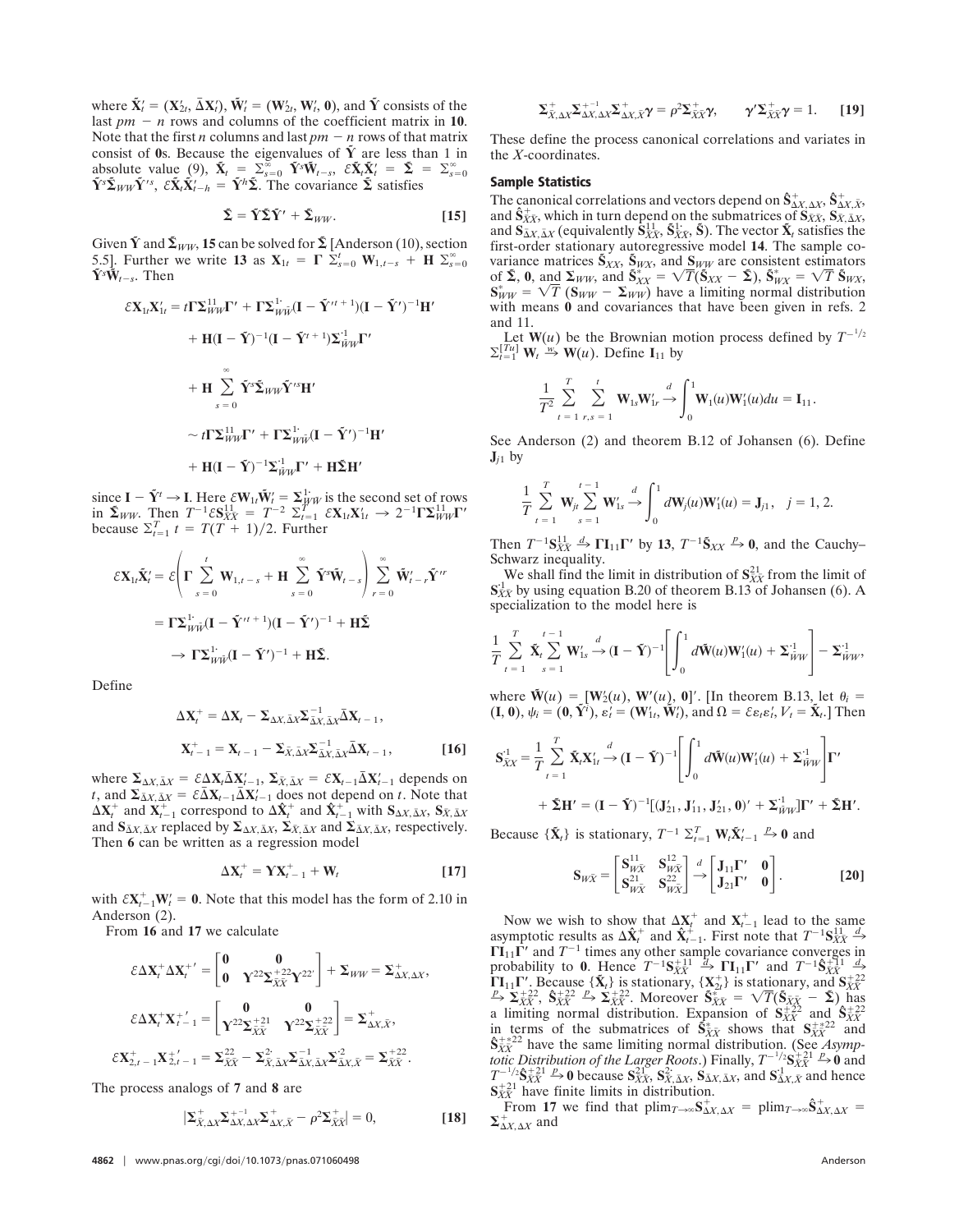where $\tilde{\mathbf{X}}_t' = (\mathbf{X}_{2t}', \bar{\Delta}\mathbf{X}_t')$, $\tilde{\mathbf{W}}_t' = (\mathbf{W}_{2t}', \mathbf{W}_t', \mathbf{0})$, and $\tilde{\mathbf{Y}}$ consists of the last $pm - n$ rows and columns of the coefficient matrix in **10**. Note that the first $n$ columns and last $pm - n$ rows of that matrix consist of $\mathbf{0}$s. Because the eigenvalues of $\tilde{\mathbf{Y}}$ are less than 1 in absolute value (9), $\tilde{\mathbf{X}}_t = \sum_{s=0}^{\infty} \tilde{\mathbf{Y}}^s \tilde{\mathbf{W}}_{t-s}$, $\mathcal{E}\tilde{\mathbf{X}}_t\tilde{\mathbf{X}}_t' = \tilde{\mathbf{\Sigma}} = \sum_{s=0}^{\infty} \tilde{\mathbf{Y}}^s \tilde{\mathbf{\Sigma}}_{WW} \tilde{\mathbf{Y}}'^s$, $\mathcal{E}\tilde{\mathbf{X}}_t\tilde{\mathbf{X}}_{t-h}' = \tilde{\mathbf{Y}}^h\tilde{\mathbf{\Sigma}}$. The covariance $\tilde{\mathbf{\Sigma}}$ satisfies

$$\tilde{\mathbf{\Sigma}} = \tilde{\mathbf{Y}}\tilde{\mathbf{\Sigma}}\tilde{\mathbf{Y}}' + \tilde{\mathbf{\Sigma}}_{WW}. \qquad [15]$$

Given $\tilde{\mathbf{Y}}$ and $\tilde{\mathbf{\Sigma}}_{WW}$, **15** can be solved for $\tilde{\mathbf{\Sigma}}$ [Anderson (10), section 5.5]. Further we write **13** as $\mathbf{X}_{1t} = \mathbf{\Gamma}\sum_{s=0}^{t} \mathbf{W}_{1,t-s} + \mathbf{H}\sum_{s=0}^{\infty} \tilde{\mathbf{Y}}^s\tilde{\mathbf{W}}_{t-s}$. Then

$$\begin{aligned}
\mathcal{E}\mathbf{X}_{1t}\mathbf{X}_{1t}' &= t\mathbf{\Gamma}\mathbf{\Sigma}_{WW}^{11}\mathbf{\Gamma}' + \mathbf{\Gamma}\mathbf{\Sigma}_{W\tilde{W}}^{1\cdot}(\mathbf{I} - \tilde{\mathbf{Y}}'^{t+1})(\mathbf{I} - \tilde{\mathbf{Y}}')^{-1}\mathbf{H}' \\
&\quad + \mathbf{H}(\mathbf{I} - \tilde{\mathbf{Y}})^{-1}(\mathbf{I} - \tilde{\mathbf{Y}}^{t+1})\mathbf{\Sigma}_{\tilde{W}W}^{\cdot 1}\mathbf{\Gamma}' \\
&\quad + \mathbf{H}\sum_{s=0}^{\infty} \tilde{\mathbf{Y}}^s\tilde{\mathbf{\Sigma}}_{WW}\tilde{\mathbf{Y}}'^s\mathbf{H}' \\
&\sim t\mathbf{\Gamma}\mathbf{\Sigma}_{WW}^{11}\mathbf{\Gamma}' + \mathbf{\Gamma}\mathbf{\Sigma}_{W\tilde{W}}^{1\cdot}(\mathbf{I} - \tilde{\mathbf{Y}}')^{-1}\mathbf{H}' \\
&\quad + \mathbf{H}(\mathbf{I} - \tilde{\mathbf{Y}})^{-1}\mathbf{\Sigma}_{\tilde{W}W}^{\cdot 1}\mathbf{\Gamma}' + \mathbf{H}\tilde{\mathbf{\Sigma}}\mathbf{H}'
\end{aligned}$$

since $\mathbf{I} - \tilde{\mathbf{Y}}^t \to \mathbf{I}$. Here $\mathcal{E}\mathbf{W}_{1t}\tilde{\mathbf{W}}_t' = \mathbf{\Sigma}_{W\tilde{W}}^{1\cdot}$ is the second set of rows in $\tilde{\mathbf{\Sigma}}_{WW}$. Then $T^{-1}\mathcal{E}\mathbf{S}_{\bar{X}\bar{X}}^{11} = T^{-2}\sum_{t=1}^{T} \mathcal{E}\mathbf{X}_{1t}\mathbf{X}_{1t}' \to 2^{-1}\mathbf{\Gamma}\mathbf{\Sigma}_{WW}^{11}\mathbf{\Gamma}'$ because $\sum_{t=1}^{T} t = T(T+1)/2$. Further

$$\begin{aligned}
\mathcal{E}\mathbf{X}_{1t}\tilde{\mathbf{X}}_t' &= \mathcal{E}\left(\mathbf{\Gamma}\sum_{s=0}^{t} \mathbf{W}_{1,t-s} + \mathbf{H}\sum_{s=0}^{\infty} \tilde{\mathbf{Y}}^s\tilde{\mathbf{W}}_{t-s}\right)\sum_{r=0}^{\infty} \tilde{\mathbf{W}}_{t-r}'\tilde{\mathbf{Y}}'^r \\
&= \mathbf{\Gamma}\mathbf{\Sigma}_{W\tilde{W}}^{1\cdot}(\mathbf{I} - \tilde{\mathbf{Y}}'^{t+1})(\mathbf{I} - \tilde{\mathbf{Y}}')^{-1} + \mathbf{H}\tilde{\mathbf{\Sigma}} \\
&\to \mathbf{\Gamma}\mathbf{\Sigma}_{W\tilde{W}}^{1\cdot}(\mathbf{I} - \tilde{\mathbf{Y}}')^{-1} + \mathbf{H}\tilde{\mathbf{\Sigma}}.
\end{aligned}$$

Define

$$\begin{aligned}
\Delta\mathbf{X}_t^+ &= \Delta\mathbf{X}_t - \mathbf{\Sigma}_{\Delta X,\bar{\Delta}X}\mathbf{\Sigma}_{\bar{\Delta}X,\bar{\Delta}X}^{-1}\bar{\Delta}\mathbf{X}_{t-1}, \\
\mathbf{X}_{t-1}^+ &= \mathbf{X}_{t-1} - \mathbf{\Sigma}_{\bar{X},\bar{\Delta}X}\mathbf{\Sigma}_{\bar{\Delta}X,\bar{\Delta}X}^{-1}\bar{\Delta}\mathbf{X}_{t-1},
\end{aligned} \qquad [16]$$

where $\mathbf{\Sigma}_{\Delta X,\bar{\Delta}X} = \mathcal{E}\Delta\mathbf{X}_t\bar{\Delta}\mathbf{X}_{t-1}'$, $\mathbf{\Sigma}_{\bar{X},\bar{\Delta}X} = \mathcal{E}\mathbf{X}_{t-1}\bar{\Delta}\mathbf{X}_{t-1}'$ depends on $t$, and $\mathbf{\Sigma}_{\bar{\Delta}X,\bar{\Delta}X} = \mathcal{E}\bar{\Delta}\mathbf{X}_{t-1}\bar{\Delta}\mathbf{X}_{t-1}'$ does not depend on $t$. Note that $\Delta\mathbf{X}_t^+$ and $\mathbf{X}_{t-1}^+$ correspond to $\Delta\hat{\mathbf{X}}_t^+$ and $\hat{\mathbf{X}}_{t-1}^+$ with $\mathbf{S}_{\Delta X,\bar{\Delta}X}$, $\mathbf{S}_{\bar{X},\bar{\Delta}X}$ and $\mathbf{S}_{\bar{\Delta}X,\bar{\Delta}X}$ replaced by $\mathbf{\Sigma}_{\Delta X,\bar{\Delta}X}$, $\mathbf{\Sigma}_{\bar{X},\bar{\Delta}X}$ and $\mathbf{\Sigma}_{\bar{\Delta}X,\bar{\Delta}X}$, respectively. Then **6** can be written as a regression model

$$\Delta\mathbf{X}_t^+ = \mathbf{Y}\mathbf{X}_{t-1}^+ + \mathbf{W}_t \qquad [17]$$

with $\mathcal{E}\mathbf{X}_{t-1}^+\mathbf{W}_t' = \mathbf{0}$. Note that this model has the form of 2.10 in Anderson (2).

From **16** and **17** we calculate

$$\begin{aligned}
\mathcal{E}\Delta\mathbf{X}_t^+\Delta\mathbf{X}_t^{+\prime} &= \begin{bmatrix} \mathbf{0} & \mathbf{0} \\ \mathbf{0} & \mathbf{Y}^{22}\mathbf{\Sigma}_{\bar{X}\bar{X}}^{+22}\mathbf{Y}^{22\prime} \end{bmatrix} + \mathbf{\Sigma}_{WW} = \mathbf{\Sigma}_{\Delta X,\Delta X}^+, \\
\mathcal{E}\Delta\mathbf{X}_t^+\mathbf{X}_{t-1}^{+\prime} &= \begin{bmatrix} \mathbf{0} & \mathbf{0} \\ \mathbf{Y}^{22}\mathbf{\Sigma}_{\bar{X}\bar{X}}^{+21} & \mathbf{Y}^{22}\mathbf{\Sigma}_{\bar{X}\bar{X}}^{+22} \end{bmatrix} = \mathbf{\Sigma}_{\Delta X,\bar{X}}^+, \\
\mathcal{E}\mathbf{X}_{2,t-1}^+\mathbf{X}_{2,t-1}^{+\prime} &= \mathbf{\Sigma}_{\bar{X}\bar{X}}^{22} - \mathbf{\Sigma}_{\bar{X},\bar{\Delta}X}^{2\cdot}\mathbf{\Sigma}_{\bar{\Delta}X,\bar{\Delta}X}^{-1}\mathbf{\Sigma}_{\bar{\Delta}X,\bar{X}}^{\cdot 2} = \mathbf{\Sigma}_{\bar{X}\bar{X}}^{+22}.
\end{aligned}$$

The process analogs of **7** and **8** are

$$|\mathbf{\Sigma}_{\bar{X},\Delta X}^+\mathbf{\Sigma}_{\Delta X,\Delta X}^{+-1}\mathbf{\Sigma}_{\Delta X,\bar{X}}^+ - \rho^2\mathbf{\Sigma}_{\bar{X}\bar{X}}^+| = 0, \qquad [18]$$

$$\mathbf{\Sigma}_{\bar{X},\Delta X}^+\mathbf{\Sigma}_{\Delta X,\Delta X}^{+-1}\mathbf{\Sigma}_{\Delta X,\bar{X}}^+\boldsymbol{\gamma} = \rho^2\mathbf{\Sigma}_{\bar{X}\bar{X}}^+\boldsymbol{\gamma}, \qquad \boldsymbol{\gamma}'\mathbf{\Sigma}_{\bar{X}\bar{X}}^+\boldsymbol{\gamma} = 1. \qquad [19]$$

These define the process canonical correlations and variates in the $X$-coordinates.

## Sample Statistics

The canonical correlations and vectors depend on $\hat{\mathbf{S}}_{\Delta X,\Delta X}^+$, $\hat{\mathbf{S}}_{\Delta X,\bar{X}}^+$, and $\hat{\mathbf{S}}_{\bar{X}\bar{X}}^+$, which in turn depend on the submatrices of $\mathbf{S}_{\bar{X}\bar{X}}$, $\mathbf{S}_{\bar{X},\bar{\Delta}X}$, and $\mathbf{S}_{\bar{\Delta}X,\bar{\Delta}X}$ (equivalently $\tilde{\mathbf{S}}_{\bar{X}\bar{X}}^{11}$, $\tilde{\mathbf{S}}_{\bar{X}\bar{X}}^{1\cdot}$, $\tilde{\mathbf{S}}$). The vector $\tilde{\mathbf{X}}_t$ satisfies the first-order stationary autoregressive model **14**. The sample covariance matrices $\tilde{\mathbf{S}}_{XX}$, $\tilde{\mathbf{S}}_{WX}$, and $\mathbf{S}_{WW}$ are consistent estimators of $\tilde{\mathbf{\Sigma}}$, $\mathbf{0}$, and $\mathbf{\Sigma}_{WW}$, and $\tilde{\mathbf{S}}_{XX}^* = \sqrt{T}(\tilde{\mathbf{S}}_{XX} - \tilde{\mathbf{\Sigma}})$, $\tilde{\mathbf{S}}_{WX}^* = \sqrt{T}\,\tilde{\mathbf{S}}_{WX}$, $\mathbf{S}_{WW}^* = \sqrt{T}\,(\mathbf{S}_{WW} - \mathbf{\Sigma}_{WW})$ have a limiting normal distribution with means $\mathbf{0}$ and covariances that have been given in refs. 2 and 11.

Let $\mathbf{W}(u)$ be the Brownian motion process defined by $T^{-1/2}\sum_{t=1}^{[Tu]} \mathbf{W}_t \xrightarrow{w} \mathbf{W}(u)$. Define $\mathbf{I}_{11}$ by

$$\frac{1}{T^2}\sum_{t=1}^{T}\sum_{r,s=1}^{t} \mathbf{W}_{1s}\mathbf{W}_{1r}' \xrightarrow{d} \int_0^1 \mathbf{W}_1(u)\mathbf{W}_1'(u)du = \mathbf{I}_{11}.$$

See Anderson (2) and theorem B.12 of Johansen (6). Define $\mathbf{J}_{j1}$ by

$$\frac{1}{T}\sum_{t=1}^{T} \mathbf{W}_{jt}\sum_{s=1}^{t-1} \mathbf{W}_{1s}' \xrightarrow{d} \int_0^1 d\mathbf{W}_j(u)\mathbf{W}_1'(u) = \mathbf{J}_{j1}, \quad j = 1, 2.$$

Then $T^{-1}\mathbf{S}_{\bar{X}\bar{X}}^{11} \xrightarrow{d} \mathbf{\Gamma}\mathbf{I}_{11}\mathbf{\Gamma}'$ by **13**, $T^{-1}\tilde{\mathbf{S}}_{XX} \xrightarrow{p} \mathbf{0}$, and the Cauchy–Schwarz inequality.

We shall find the limit in distribution of $\mathbf{S}_{\bar{X}\bar{X}}^{21}$ from the limit of $\mathbf{S}_{\bar{X}\bar{X}}^{\cdot 1}$ by using equation B.20 of theorem B.13 of Johansen (6). A specialization to the model here is

$$\frac{1}{T}\sum_{t=1}^{T} \tilde{\mathbf{X}}_t\sum_{s=1}^{t-1} \mathbf{W}_{1s}' \xrightarrow{d} (\mathbf{I} - \tilde{\mathbf{Y}})^{-1}\left[\int_0^1 d\tilde{\mathbf{W}}(u)\mathbf{W}_1'(u) + \mathbf{\Sigma}_{\tilde{W}W}^{\cdot 1}\right] - \mathbf{\Sigma}_{\tilde{W}W}^{\cdot 1},$$

where $\tilde{\mathbf{W}}(u) = [\mathbf{W}_2'(u), \mathbf{W}'(u), \mathbf{0}]'$. [In theorem B.13, let $\theta_i = (\mathbf{I}, \mathbf{0})$, $\psi_i = (\mathbf{0}, \tilde{\mathbf{Y}}^i)$, $\varepsilon_t' = (\mathbf{W}_{1t}', \tilde{\mathbf{W}}_t')$, and $\Omega = \mathcal{E}\varepsilon_t\varepsilon_t'$, $V_t = \tilde{\mathbf{X}}_t$.] Then

$$\begin{aligned}
\mathbf{S}_{\bar{X}\bar{X}}^{\cdot 1} = \frac{1}{T}\sum_{t=1}^{T} \tilde{\mathbf{X}}_t\mathbf{X}_{1t}' &\xrightarrow{d} (\mathbf{I} - \tilde{\mathbf{Y}})^{-1}\left[\int_0^1 d\tilde{\mathbf{W}}(u)\mathbf{W}_1'(u) + \mathbf{\Sigma}_{\tilde{W}W}^{\cdot 1}\right]\mathbf{\Gamma}' \\
&\quad + \tilde{\mathbf{\Sigma}}\mathbf{H}' = (\mathbf{I} - \tilde{\mathbf{Y}})^{-1}[(\mathbf{J}_{21}', \mathbf{J}_{11}', \mathbf{J}_{21}', \mathbf{0})' + \mathbf{\Sigma}_{\tilde{W}W}^{\cdot 1}]\mathbf{\Gamma}' + \tilde{\mathbf{\Sigma}}\mathbf{H}'.
\end{aligned}$$

Because $\{\tilde{\mathbf{X}}_t\}$ is stationary, $T^{-1}\sum_{t=1}^{T} \mathbf{W}_t\tilde{\mathbf{X}}_{t-1}' \xrightarrow{p} \mathbf{0}$ and

$$\mathbf{S}_{W\bar{X}} = \begin{bmatrix} \mathbf{S}_{W\bar{X}}^{11} & \mathbf{S}_{W\bar{X}}^{12} \\ \mathbf{S}_{W\bar{X}}^{21} & \mathbf{S}_{W\bar{X}}^{22} \end{bmatrix} \xrightarrow{d} \begin{bmatrix} \mathbf{J}_{11}\mathbf{\Gamma}' & \mathbf{0} \\ \mathbf{J}_{21}\mathbf{\Gamma}' & \mathbf{0} \end{bmatrix}. \qquad [20]$$

Now we wish to show that $\Delta\mathbf{X}_t^+$ and $\mathbf{X}_{t-1}^+$ lead to the same asymptotic results as $\Delta\hat{\mathbf{X}}_t^+$ and $\hat{\mathbf{X}}_{t-1}^+$. First note that $T^{-1}\mathbf{S}_{\bar{X}\bar{X}}^{11} \xrightarrow{d} \mathbf{\Gamma}\mathbf{I}_{11}\mathbf{\Gamma}'$ and $T^{-1}$ times any other sample covariance converges in probability to $\mathbf{0}$. Hence $T^{-1}\mathbf{S}_{\bar{X}\bar{X}}^{+11} \xrightarrow{d} \mathbf{\Gamma}\mathbf{I}_{11}\mathbf{\Gamma}'$ and $T^{-1}\hat{\mathbf{S}}_{\bar{X}\bar{X}}^{+11} \xrightarrow{d} \mathbf{\Gamma}\mathbf{I}_{11}\mathbf{\Gamma}'$. Because $\{\tilde{\mathbf{X}}_t\}$ is stationary, $\{\mathbf{X}_{2t}^+\}$ is stationary, and $\mathbf{S}_{\bar{X}\bar{X}}^{+22} \xrightarrow{p} \mathbf{\Sigma}_{\bar{X}\bar{X}}^{+22}$, $\hat{\mathbf{S}}_{\bar{X}\bar{X}}^{+22} \xrightarrow{p} \mathbf{\Sigma}_{\bar{X}\bar{X}}^{+22}$. Moreover $\tilde{\mathbf{S}}_{\bar{X}\bar{X}}^* = \sqrt{T}(\tilde{\mathbf{S}}_{\bar{X}\bar{X}} - \tilde{\mathbf{\Sigma}})$ has a limiting normal distribution. Expansion of $\mathbf{S}_{\bar{X}\bar{X}}^{+22}$ and $\hat{\mathbf{S}}_{\bar{X}\bar{X}}^{+22}$ in terms of the submatrices of $\tilde{\mathbf{S}}_{\bar{X}\bar{X}}^*$ shows that $\mathbf{S}_{\bar{X}\bar{X}}^{+*22}$ and $\hat{\mathbf{S}}_{\bar{X}\bar{X}}^{+*22}$ have the same limiting normal distribution. (See *Asymptotic Distribution of the Larger Roots*.) Finally, $T^{-1/2}\mathbf{S}_{\bar{X}\bar{X}}^{+21} \xrightarrow{p} \mathbf{0}$ and $T^{-1/2}\hat{\mathbf{S}}_{\bar{X}\bar{X}}^{+21} \xrightarrow{p} \mathbf{0}$ because $\mathbf{S}_{\bar{X}\bar{X}}^{21}$, $\mathbf{S}_{\bar{X},\bar{\Delta}X}^{2\cdot}$, $\mathbf{S}_{\bar{\Delta}X,\bar{\Delta}X}$, and $\mathbf{S}_{\bar{\Delta}X,\bar{X}}^{\cdot 1}$ and hence $\mathbf{S}_{\bar{X}\bar{X}}^{+21}$ have finite limits in distribution.

From **17** we find that $\text{plim}_{T\to\infty}\mathbf{S}_{\Delta X,\Delta X}^+ = \text{plim}_{T\to\infty}\hat{\mathbf{S}}_{\Delta X,\Delta X}^+ = \mathbf{\Sigma}_{\Delta X,\Delta X}^+$ and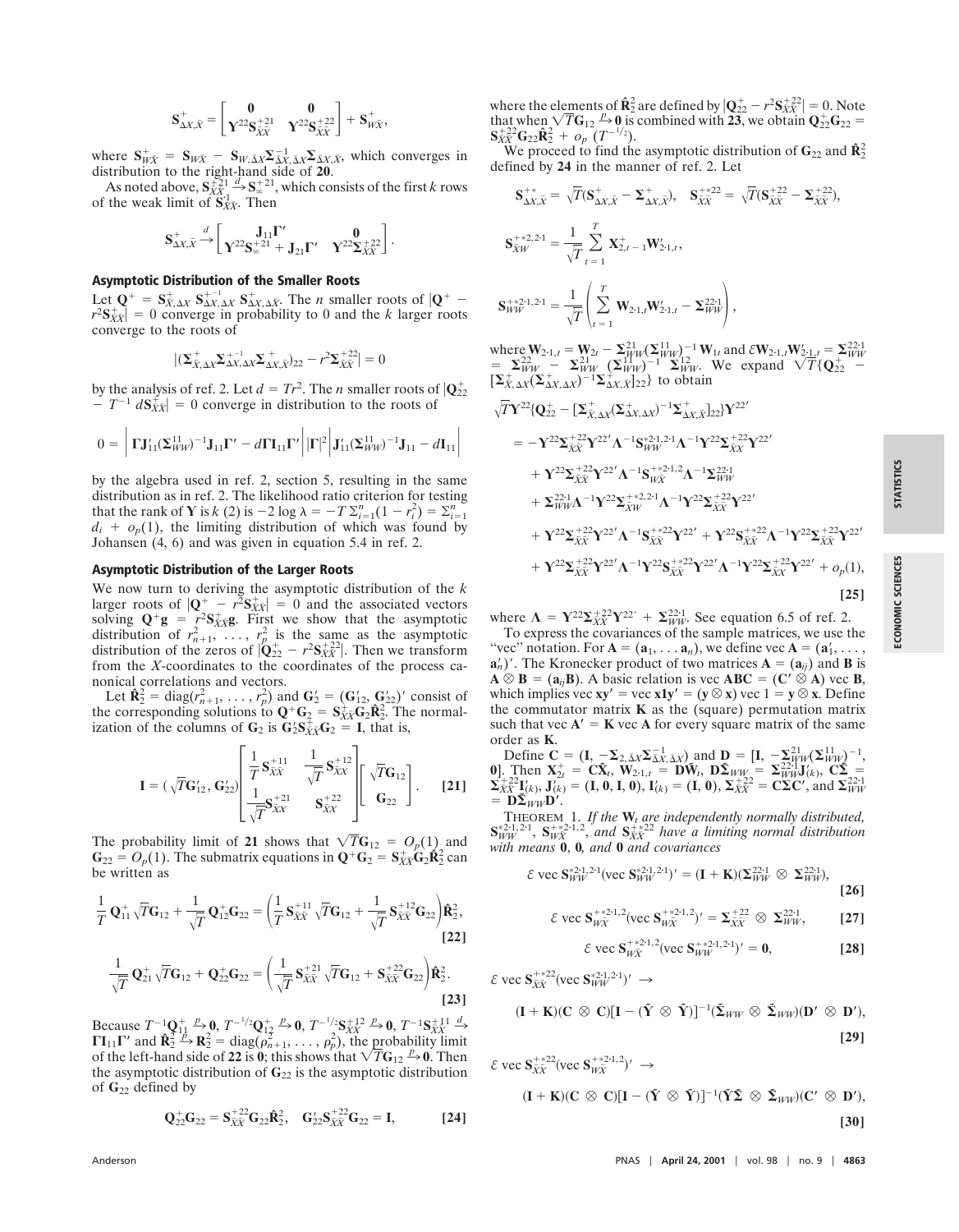$$\mathbf{S}^{+}_{\Delta X,\bar{X}} = \begin{bmatrix} \mathbf{0} & \mathbf{0} \\ \mathbf{Y}^{22}\mathbf{S}^{+21}_{\bar{X}\bar{X}} & \mathbf{Y}^{22}\mathbf{S}^{+22}_{\bar{X}\bar{X}} \end{bmatrix} + \mathbf{S}^{+}_{W\bar{X}},$$

where $\mathbf{S}^{+}_{W\bar{X}} = \mathbf{S}_{W\bar{X}} - \mathbf{S}_{W,\bar{\Delta}X}\mathbf{\Sigma}^{-1}_{\bar{\Delta}X,\bar{\Delta}X}\mathbf{\Sigma}_{\Delta X,\bar{X}}$, which converges in distribution to the right-hand side of **20**.

As noted above, $\mathbf{S}^{+21}_{\bar{X}\bar{X}} \xrightarrow{d} \mathbf{S}^{+21}_{\infty}$, which consists of the first $k$ rows of the weak limit of $\mathbf{S}^{+}_{\bar{X}\bar{X}}$. Then

$$\mathbf{S}^{+}_{\Delta X,\bar{X}} \xrightarrow{d} \begin{bmatrix} \mathbf{J}_{11}\mathbf{\Gamma}' & \mathbf{0} \\ \mathbf{Y}^{22}\mathbf{S}^{+21}_{\infty} + \mathbf{J}_{21}\mathbf{\Gamma}' & \mathbf{Y}^{22}\mathbf{\Sigma}^{+22}_{\bar{X}\bar{X}} \end{bmatrix}.$$

### Asymptotic Distribution of the Smaller Roots

Let $\mathbf{Q}^{+} = \mathbf{S}^{+}_{\bar{X},\Delta X}\,\mathbf{S}^{+^{-1}}_{\Delta X,\Delta X}\,\mathbf{S}^{+}_{\Delta X,\Delta\bar{X}}$. The $n$ smaller roots of $|\mathbf{Q}^{+} - r^2\mathbf{S}^{+}_{\bar{X}\bar{X}}| = 0$ converge in probability to 0 and the $k$ larger roots converge to the roots of

$$|(\mathbf{\Sigma}^{+}_{\bar{X},\Delta X}\mathbf{\Sigma}^{+^{-1}}_{\Delta X,\Delta X}\mathbf{\Sigma}^{+}_{\Delta X,\bar{X}})_{22} - r^2\mathbf{\Sigma}^{+22}_{\bar{X}\bar{X}}| = 0$$

by the analysis of ref. 2. Let $d = Tr^2$. The $n$ smaller roots of $|\mathbf{Q}^{+}_{22} - T^{-1}\,d\mathbf{S}^{+}_{\bar{X}\bar{X}}| = 0$ converge in distribution to the roots of

$$0 = \left|\mathbf{\Gamma}\mathbf{J}'_{11}(\mathbf{\Sigma}^{11}_{WW})^{-1}\mathbf{J}_{11}\mathbf{\Gamma}' - d\mathbf{\Gamma}\mathbf{I}_{11}\mathbf{\Gamma}'\right||\mathbf{\Gamma}|^2\left|\mathbf{J}'_{11}(\mathbf{\Sigma}^{11}_{WW})^{-1}\mathbf{J}_{11} - d\mathbf{I}_{11}\right|$$

by the algebra used in ref. 2, section 5, resulting in the same distribution as in ref. 2. The likelihood ratio criterion for testing that the rank of $\mathbf{Y}$ is $k$ (2) is $-2\log\lambda = -T\sum_{i=1}^{n}(1 - r_i^2) = \sum_{i=1}^{n} d_i + o_p(1)$, the limiting distribution of which was found by Johansen (4, 6) and was given in equation 5.4 in ref. 2.

### Asymptotic Distribution of the Larger Roots

We now turn to deriving the asymptotic distribution of the $k$ larger roots of $|\mathbf{Q}^{+} - r^2\mathbf{S}^{+}_{\bar{X}\bar{X}}| = 0$ and the associated vectors solving $\mathbf{Q}^{+}\mathbf{g} = r^2\mathbf{S}^{+}_{\bar{X}\bar{X}}\mathbf{g}$. First we show that the asymptotic distribution of $r^2_{n+1}, \ldots, r^2_p$ is the same as the asymptotic distribution of the zeros of $|\mathbf{Q}^{+}_{22} - r^2\mathbf{S}^{+22}_{\bar{X}\bar{X}}|$. Then we transform from the $X$-coordinates to the coordinates of the process canonical correlations and vectors.

Let $\hat{\mathbf{R}}^2_2 = \mathrm{diag}(r^2_{n+1}, \ldots, r^2_p)$ and $\mathbf{G}'_2 = (\mathbf{G}'_{12}, \mathbf{G}'_{22})'$ consist of the corresponding solutions to $\mathbf{Q}^{+}\mathbf{G}_2 = \mathbf{S}^{+}_{\bar{X}\bar{X}}\mathbf{G}_2\hat{\mathbf{R}}^2_2$. The normalization of the columns of $\mathbf{G}_2$ is $\mathbf{G}'_2\mathbf{S}^{+}_{\bar{X}\bar{X}}\mathbf{G}_2 = \mathbf{I}$, that is,

$$\mathbf{I} = (\sqrt{T}\mathbf{G}'_{12}, \mathbf{G}'_{22})\begin{bmatrix} \frac{1}{T}\mathbf{S}^{+11}_{\bar{X}\bar{X}} & \frac{1}{\sqrt{T}}\mathbf{S}^{+12}_{\bar{X}\bar{X}} \\ \frac{1}{\sqrt{T}}\mathbf{S}^{+21}_{\bar{X}\bar{X}} & \mathbf{S}^{+22}_{\bar{X}\bar{X}} \end{bmatrix}\begin{bmatrix} \sqrt{T}\mathbf{G}_{12} \\ \mathbf{G}_{22} \end{bmatrix}. \quad [21]$$

The probability limit of **21** shows that $\sqrt{T}\mathbf{G}_{12} = O_p(1)$ and $\mathbf{G}_{22} = O_p(1)$. The submatrix equations in $\mathbf{Q}^{+}\mathbf{G}_2 = \mathbf{S}^{+}_{\bar{X}\bar{X}}\mathbf{G}_2\hat{\mathbf{R}}^2_2$ can be written as

$$\frac{1}{T}\mathbf{Q}^{+}_{11}\sqrt{T}\mathbf{G}_{12} + \frac{1}{\sqrt{T}}\mathbf{Q}^{+}_{12}\mathbf{G}_{22} = \left(\frac{1}{T}\mathbf{S}^{+11}_{\bar{X}\bar{X}}\sqrt{T}\mathbf{G}_{12} + \frac{1}{\sqrt{T}}\mathbf{S}^{+12}_{\bar{X}\bar{X}}\mathbf{G}_{22}\right)\hat{\mathbf{R}}^2_2, \quad [22]$$

$$\frac{1}{\sqrt{T}}\mathbf{Q}^{+}_{21}\sqrt{T}\mathbf{G}_{12} + \mathbf{Q}^{+}_{22}\mathbf{G}_{22} = \left(\frac{1}{\sqrt{T}}\mathbf{S}^{+21}_{\bar{X}\bar{X}}\sqrt{T}\mathbf{G}_{12} + \mathbf{S}^{+22}_{\bar{X}\bar{X}}\mathbf{G}_{22}\right)\hat{\mathbf{R}}^2_2. \quad [23]$$

Because $T^{-1}\mathbf{Q}^{+}_{11} \xrightarrow{p} \mathbf{0}$, $T^{-1/2}\mathbf{Q}^{+}_{12} \xrightarrow{p} \mathbf{0}$, $T^{-1/2}\mathbf{S}^{+12}_{\bar{X}\bar{X}} \xrightarrow{p} \mathbf{0}$, $T^{-1}\mathbf{S}^{+11}_{\bar{X}\bar{X}} \xrightarrow{d} \mathbf{\Gamma}\mathbf{I}_{11}\mathbf{\Gamma}'$ and $\hat{\mathbf{R}}^2_2 \xrightarrow{p} \mathbf{R}^2_2 = \mathrm{diag}(\rho^2_{n+1}, \ldots, \rho^2_p)$, the probability limit of the left-hand side of **22** is $\mathbf{0}$; this shows that $\sqrt{T}\mathbf{G}_{12} \xrightarrow{p} \mathbf{0}$. Then the asymptotic distribution of $\mathbf{G}_{22}$ is the asymptotic distribution of $\mathbf{G}_{22}$ defined by

$$\mathbf{Q}^{+}_{22}\mathbf{G}_{22} = \mathbf{S}^{+22}_{\bar{X}\bar{X}}\mathbf{G}_{22}\hat{\mathbf{R}}^2_2, \quad \mathbf{G}'_{22}\mathbf{S}^{+22}_{\bar{X}\bar{X}}\mathbf{G}_{22} = \mathbf{I}, \quad [24]$$

where the elements of $\hat{\mathbf{R}}^2_2$ are defined by $|\mathbf{Q}^{+}_{22} - r^2\mathbf{S}^{+22}_{\bar{X}\bar{X}}| = 0$. Note that when $\sqrt{T}\mathbf{G}_{12} \xrightarrow{p} \mathbf{0}$ is combined with **23**, we obtain $\mathbf{Q}^{+}_{22}\mathbf{G}_{22} = \mathbf{S}^{+22}_{\bar{X}\bar{X}}\mathbf{G}_{22}\hat{\mathbf{R}}^2_2 + o_p(T^{-1/2})$.

We proceed to find the asymptotic distribution of $\mathbf{G}_{22}$ and $\hat{\mathbf{R}}^2_2$ defined by **24** in the manner of ref. 2. Let

$$\mathbf{S}^{+*}_{\Delta X,\bar{X}} = \sqrt{T}(\mathbf{S}^{+}_{\Delta X,\bar{X}} - \mathbf{\Sigma}^{+}_{\Delta X,\bar{X}}), \quad \mathbf{S}^{+*22}_{\bar{X}\bar{X}} = \sqrt{T}(\mathbf{S}^{+22}_{\bar{X}\bar{X}} - \mathbf{\Sigma}^{+22}_{\bar{X}\bar{X}}),$$

$$\mathbf{S}^{+*2,2\cdot1}_{\bar{X}W} = \frac{1}{\sqrt{T}}\sum_{t=1}^{T}\mathbf{X}^{+}_{2,t-1}\mathbf{W}'_{2\cdot1,t},$$

$$\mathbf{S}^{+*2\cdot1,2\cdot1}_{WW} = \frac{1}{\sqrt{T}}\left(\sum_{t=1}^{T}\mathbf{W}_{2\cdot1,t}\mathbf{W}'_{2\cdot1,t} - \mathbf{\Sigma}^{22\cdot1}_{WW}\right),$$

where $\mathbf{W}_{2\cdot1,t} = \mathbf{W}_{2t} - \mathbf{\Sigma}^{21}_{WW}(\mathbf{\Sigma}^{11}_{WW})^{-1}\mathbf{W}_{1t}$ and $\mathcal{E}\mathbf{W}_{2\cdot1,t}\mathbf{W}'_{2\cdot1,t} = \mathbf{\Sigma}^{22\cdot1}_{WW} = \mathbf{\Sigma}^{22}_{WW} - \mathbf{\Sigma}^{21}_{WW}(\mathbf{\Sigma}^{11}_{WW})^{-1}\mathbf{\Sigma}^{12}_{WW}$. We expand $\sqrt{T}\{\mathbf{Q}^{+}_{22} - [\mathbf{\Sigma}^{+}_{\bar{X},\Delta X}(\mathbf{\Sigma}^{+}_{\Delta X,\Delta X})^{-1}\mathbf{\Sigma}^{+}_{\Delta X,\bar{X}}]_{22}\}$ to obtain

$$\begin{aligned}
&\sqrt{T}\mathbf{Y}^{22}\{\mathbf{Q}^{+}_{22} - [\mathbf{\Sigma}^{+}_{\bar{X},\Delta X}(\mathbf{\Sigma}^{+}_{\Delta X,\Delta X})^{-1}\mathbf{\Sigma}^{+}_{\Delta X,\bar{X}}]_{22}\}\mathbf{Y}^{22'} \\
&= -\mathbf{Y}^{22}\mathbf{\Sigma}^{+22}_{\bar{X}\bar{X}}\mathbf{Y}^{22'}\mathbf{\Lambda}^{-1}\mathbf{S}^{*2\cdot1,2\cdot1}_{WW}\mathbf{\Lambda}^{-1}\mathbf{Y}^{22}\mathbf{\Sigma}^{+22}_{\bar{X}\bar{X}}\mathbf{Y}^{22'} \\
&\quad + \mathbf{Y}^{22}\mathbf{\Sigma}^{+22}_{\bar{X}\bar{X}}\mathbf{Y}^{22'}\mathbf{\Lambda}^{-1}\mathbf{S}^{+*2\cdot1,2}_{W\bar{X}}\mathbf{\Lambda}^{-1}\mathbf{\Sigma}^{22\cdot1}_{WW} \\
&\quad + \mathbf{\Sigma}^{22\cdot1}_{WW}\mathbf{\Lambda}^{-1}\mathbf{Y}^{22}\mathbf{S}^{+*2,2\cdot1}_{\bar{X}W}\mathbf{\Lambda}^{-1}\mathbf{Y}^{22}\mathbf{\Sigma}^{+22}_{\bar{X}\bar{X}}\mathbf{Y}^{22'} \\
&\quad + \mathbf{Y}^{22}\mathbf{\Sigma}^{+22}_{\bar{X}\bar{X}}\mathbf{Y}^{22'}\mathbf{\Lambda}^{-1}\mathbf{S}^{+*22}_{\bar{X}\bar{X}}\mathbf{Y}^{22'} + \mathbf{Y}^{22}\mathbf{S}^{+*22}_{\bar{X}\bar{X}}\mathbf{\Lambda}^{-1}\mathbf{Y}^{22}\mathbf{\Sigma}^{+22}_{\bar{X}\bar{X}}\mathbf{Y}^{22'} \\
&\quad + \mathbf{Y}^{22}\mathbf{\Sigma}^{+22}_{\bar{X}\bar{X}}\mathbf{Y}^{22'}\mathbf{\Lambda}^{-1}\mathbf{Y}^{22}\mathbf{S}^{+*22}_{\bar{X}\bar{X}}\mathbf{Y}^{22'}\mathbf{\Lambda}^{-1}\mathbf{Y}^{22}\mathbf{\Sigma}^{+22}_{\bar{X}\bar{X}}\mathbf{Y}^{22'} + o_p(1),
\end{aligned} \quad [25]$$

where $\mathbf{\Lambda} = \mathbf{Y}^{22}\mathbf{\Sigma}^{+22}_{\bar{X}\bar{X}}\mathbf{Y}^{22'} + \mathbf{\Sigma}^{22\cdot1}_{WW}$. See equation 6.5 of ref. 2.

To express the covariances of the sample matrices, we use the "vec" notation. For $\mathbf{A} = (\mathbf{a}_1, \ldots \mathbf{a}_n)$, we define $\mathrm{vec}\,\mathbf{A} = (\mathbf{a}'_1, \ldots, \mathbf{a}'_n)'$. The Kronecker product of two matrices $\mathbf{A} = (\mathbf{a}_{ij})$ and $\mathbf{B}$ is $\mathbf{A} \otimes \mathbf{B} = (\mathbf{a}_{ij}\mathbf{B})$. A basic relation is $\mathrm{vec}\,\mathbf{ABC} = (\mathbf{C}' \otimes \mathbf{A})\,\mathrm{vec}\,\mathbf{B}$, which implies $\mathrm{vec}\,\mathbf{xy}' = \mathrm{vec}\,\mathbf{x}1\mathbf{y}' = (\mathbf{y} \otimes \mathbf{x})\,\mathrm{vec}\,1 = \mathbf{y} \otimes \mathbf{x}$. Define the commutator matrix $\mathbf{K}$ as the (square) permutation matrix such that $\mathrm{vec}\,\mathbf{A}' = \mathbf{K}\,\mathrm{vec}\,\mathbf{A}$ for every square matrix of the same order as $\mathbf{K}$.

Define $\mathbf{C} = (\mathbf{I}, -\mathbf{\Sigma}_{2,\bar{\Delta}X}\mathbf{\Sigma}^{-1}_{\bar{\Delta}X,\bar{\Delta}X})$ and $\mathbf{D} = [\mathbf{I}, -\mathbf{\Sigma}^{21}_{WW}(\mathbf{\Sigma}^{11}_{WW})^{-1}, \mathbf{0}]$. Then $\mathbf{X}^{+}_{2t} = \mathbf{C}\tilde{\mathbf{X}}_t$, $\mathbf{W}_{2\cdot1,t} = \mathbf{D}\tilde{\mathbf{W}}_t$, $\mathbf{D}\tilde{\mathbf{\Sigma}}_{WW} = \mathbf{\Sigma}^{22\cdot1}_{WW}\mathbf{J}'_{(k)}$, $\mathbf{C}\tilde{\mathbf{\Sigma}} = \mathbf{\Sigma}^{+22}_{\bar{X}\bar{X}}\mathbf{I}_{(k)}$, $\mathbf{J}'_{(k)} = (\mathbf{I}, \mathbf{0}, \mathbf{I}, \mathbf{0})$, $\mathbf{I}'_{(k)} = (\mathbf{I}, \mathbf{0})$, $\mathbf{\Sigma}^{+22}_{\bar{X}\bar{X}} = \mathbf{C}\tilde{\mathbf{\Sigma}}\mathbf{C}'$, and $\mathbf{\Sigma}^{22\cdot1}_{WW} = \mathbf{D}\tilde{\mathbf{\Sigma}}_{WW}\mathbf{D}'$.

THEOREM 1. *If the* $\mathbf{W}_t$ *are independently normally distributed,* $\mathbf{S}^{*2\cdot1,2\cdot1}_{WW}$*,* $\mathbf{S}^{+*2\cdot1,2}_{W\bar{X}}$*, and* $\mathbf{S}^{+*22}_{\bar{X}\bar{X}}$ *have a limiting normal distribution with means* $\mathbf{0}$*,* $\mathbf{0}$*, and* $\mathbf{0}$ *and covariances*

$$\mathcal{E}\,\mathrm{vec}\,\mathbf{S}^{*2\cdot1,2\cdot1}_{WW}(\mathrm{vec}\,\mathbf{S}^{*2\cdot1,2\cdot1}_{WW})' = (\mathbf{I} + \mathbf{K})(\mathbf{\Sigma}^{22\cdot1}_{WW} \otimes \mathbf{\Sigma}^{22\cdot1}_{WW}), \quad [26]$$

$$\mathcal{E}\,\mathrm{vec}\,\mathbf{S}^{+*2\cdot1,2}_{W\bar{X}}(\mathrm{vec}\,\mathbf{S}^{+*2\cdot1,2}_{W\bar{X}})' = \mathbf{\Sigma}^{+22}_{\bar{X}\bar{X}} \otimes \mathbf{\Sigma}^{22\cdot1}_{WW}, \quad [27]$$

$$\mathcal{E}\,\mathrm{vec}\,\mathbf{S}^{+*2\cdot1,2}_{W\bar{X}}(\mathrm{vec}\,\mathbf{S}^{+*2\cdot1,2\cdot1}_{WW})' = \mathbf{0}, \quad [28]$$

$$\mathcal{E}\,\mathrm{vec}\,\mathbf{S}^{+*22}_{\bar{X}\bar{X}}(\mathrm{vec}\,\mathbf{S}^{*2\cdot1,2\cdot1}_{WW})' \rightarrow (\mathbf{I} + \mathbf{K})(\mathbf{C} \otimes \mathbf{C})[\mathbf{I} - (\tilde{\mathbf{Y}} \otimes \tilde{\mathbf{Y}})]^{-1}(\tilde{\mathbf{\Sigma}}_{WW} \otimes \tilde{\mathbf{\Sigma}}_{WW})(\mathbf{D}' \otimes \mathbf{D}'), \quad [29]$$

$$\mathcal{E}\,\mathrm{vec}\,\mathbf{S}^{+*22}_{\bar{X}\bar{X}}(\mathrm{vec}\,\mathbf{S}^{+*2\cdot1,2}_{W\bar{X}})' \rightarrow (\mathbf{I} + \mathbf{K})(\mathbf{C} \otimes \mathbf{C})[\mathbf{I} - (\tilde{\mathbf{Y}} \otimes \tilde{\mathbf{Y}})]^{-1}(\tilde{\mathbf{Y}}\tilde{\mathbf{\Sigma}} \otimes \tilde{\mathbf{\Sigma}}_{WW})(\mathbf{C}' \otimes \mathbf{D}'), \quad [30]$$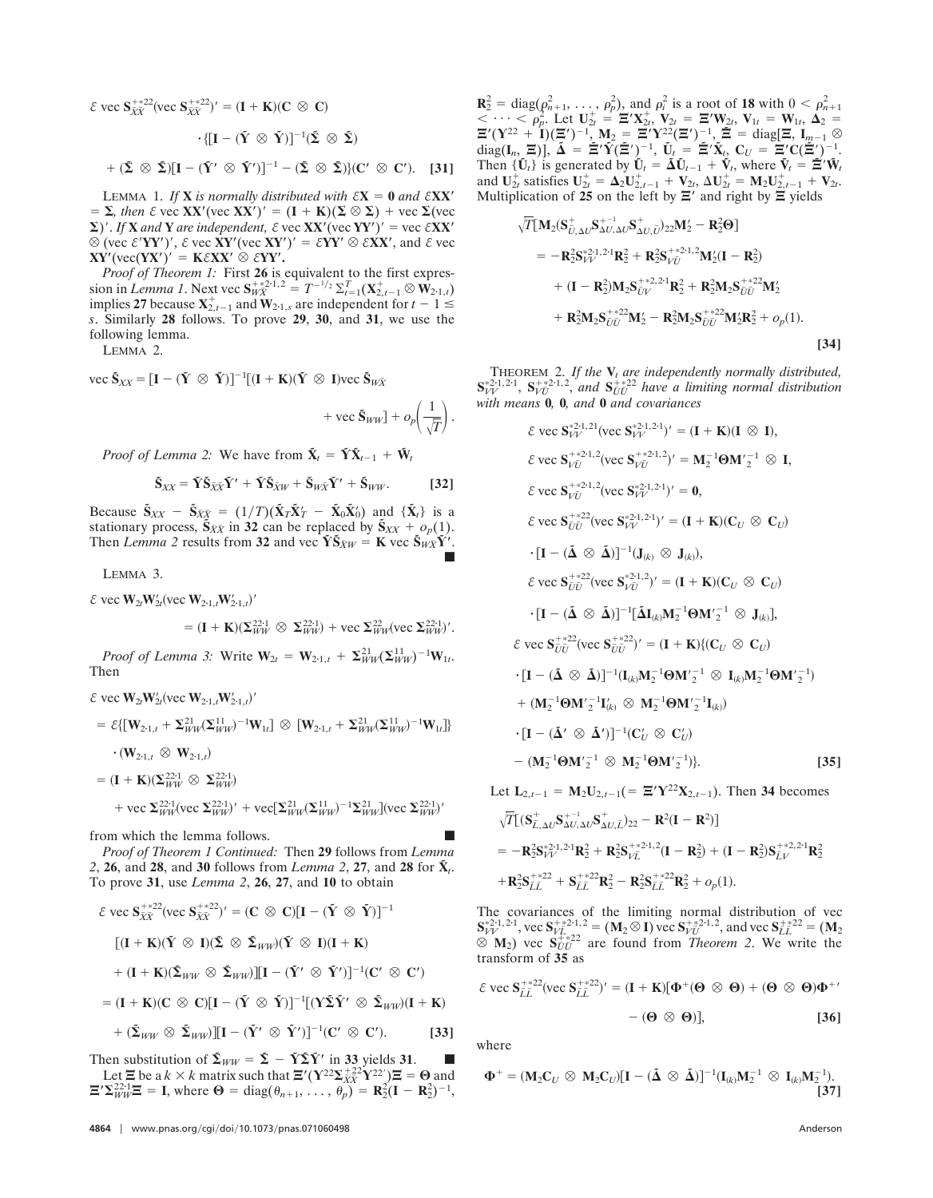$$\mathcal{E} \operatorname{vec} \mathbf{S}_{\tilde{X}\tilde{X}}^{+*22}(\operatorname{vec} \mathbf{S}_{\tilde{X}\tilde{X}}^{+*22})' = (\mathbf{I} + \mathbf{K})(\mathbf{C} \otimes \mathbf{C})$$
$$\cdot \{[\mathbf{I} - (\tilde{\mathbf{Y}} \otimes \tilde{\mathbf{Y}})]^{-1}(\tilde{\boldsymbol{\Sigma}} \otimes \tilde{\boldsymbol{\Sigma}})$$
$$+ (\tilde{\boldsymbol{\Sigma}} \otimes \tilde{\boldsymbol{\Sigma}})[\mathbf{I} - (\tilde{\mathbf{Y}}' \otimes \tilde{\mathbf{Y}}')]^{-1} - (\tilde{\boldsymbol{\Sigma}} \otimes \tilde{\boldsymbol{\Sigma}})\}(\mathbf{C}' \otimes \mathbf{C}'). \quad [31]$$

LEMMA 1. *If* $\mathbf{X}$ *is normally distributed with* $\mathcal{E}\mathbf{X} = \mathbf{0}$ *and* $\mathcal{E}\mathbf{X}\mathbf{X}' = \boldsymbol{\Sigma}$, *then* $\mathcal{E} \operatorname{vec} \mathbf{X}\mathbf{X}'(\operatorname{vec} \mathbf{X}\mathbf{X}')' = (\mathbf{I} + \mathbf{K})(\boldsymbol{\Sigma} \otimes \boldsymbol{\Sigma}) + \operatorname{vec} \boldsymbol{\Sigma}(\operatorname{vec} \boldsymbol{\Sigma})'$. *If* $\mathbf{X}$ *and* $\mathbf{Y}$ *are independent,* $\mathcal{E} \operatorname{vec} \mathbf{X}\mathbf{X}'(\operatorname{vec} \mathbf{Y}\mathbf{Y}')' = \operatorname{vec} \mathcal{E}\mathbf{X}\mathbf{X}' \otimes (\operatorname{vec} \mathcal{E}'\mathbf{Y}\mathbf{Y}')'$, $\mathcal{E} \operatorname{vec} \mathbf{X}\mathbf{Y}'(\operatorname{vec} \mathbf{X}\mathbf{Y}')' = \mathcal{E}\mathbf{Y}\mathbf{Y}' \otimes \mathcal{E}\mathbf{X}\mathbf{X}'$, *and* $\mathcal{E} \operatorname{vec} \mathbf{X}\mathbf{Y}'(\operatorname{vec}(\mathbf{Y}\mathbf{X}')' = \mathbf{K}\mathcal{E}\mathbf{X}\mathbf{X}' \otimes \mathcal{E}\mathbf{Y}\mathbf{Y}'$.

*Proof of Theorem 1:* First **26** is equivalent to the first expression in *Lemma 1*. Next $\operatorname{vec} \mathbf{S}_{WX}^{+*2\cdot1,2} = T^{-1/2}\sum_{t=1}^{T}(\mathbf{X}_{2,t-1}^{+} \otimes \mathbf{W}_{2\cdot1,t})$ implies **27** because $\mathbf{X}_{2,t-1}^{+}$ and $\mathbf{W}_{2\cdot1,s}$ are independent for $t - 1 \leq s$. Similarly **28** follows. To prove **29**, **30**, and **31**, we use the following lemma.

LEMMA 2.

$$\operatorname{vec} \tilde{\mathbf{S}}_{XX} = [\mathbf{I} - (\tilde{\mathbf{Y}} \otimes \tilde{\mathbf{Y}})]^{-1}[(\mathbf{I} + \mathbf{K})(\tilde{\mathbf{Y}} \otimes \mathbf{I})\operatorname{vec} \tilde{\mathbf{S}}_{W\bar{X}} + \operatorname{vec} \tilde{\mathbf{S}}_{WW}] + o_p\left(\frac{1}{\sqrt{T}}\right).$$

*Proof of Lemma 2:* We have from $\tilde{\mathbf{X}}_t = \tilde{\mathbf{Y}}\tilde{\mathbf{X}}_{t-1} + \tilde{\mathbf{W}}_t$

$$\tilde{\mathbf{S}}_{XX} = \tilde{\mathbf{Y}}\tilde{\mathbf{S}}_{\bar{X}\bar{X}}\tilde{\mathbf{Y}}' + \tilde{\mathbf{Y}}\tilde{\mathbf{S}}_{\bar{X}W} + \tilde{\mathbf{S}}_{W\bar{X}}\tilde{\mathbf{Y}}' + \tilde{\mathbf{S}}_{WW}. \quad [32]$$

Because $\tilde{\mathbf{S}}_{XX} - \tilde{\mathbf{S}}_{\bar{X}\bar{X}} = (1/T)(\tilde{\mathbf{X}}_T\tilde{\mathbf{X}}_T' - \tilde{\mathbf{X}}_0\tilde{\mathbf{X}}_0')$ and $\{\tilde{\mathbf{X}}_t\}$ is a stationary process, $\tilde{\mathbf{S}}_{\bar{X}\bar{X}}$ in **32** can be replaced by $\tilde{\mathbf{S}}_{XX} + o_p(1)$. Then *Lemma 2* results from **32** and $\operatorname{vec} \tilde{\mathbf{Y}}\tilde{\mathbf{S}}_{\bar{X}W} = \mathbf{K} \operatorname{vec} \tilde{\mathbf{S}}_{W\bar{X}}\tilde{\mathbf{Y}}'$. ∎

LEMMA 3.

$$\mathcal{E} \operatorname{vec} \mathbf{W}_{2t}\mathbf{W}_{2t}'(\operatorname{vec} \mathbf{W}_{2\cdot1,t}\mathbf{W}_{2\cdot1,t}')' = (\mathbf{I} + \mathbf{K})(\boldsymbol{\Sigma}_{WW}^{22\cdot1} \otimes \boldsymbol{\Sigma}_{WW}^{22\cdot1}) + \operatorname{vec} \boldsymbol{\Sigma}_{WW}^{22}(\operatorname{vec} \boldsymbol{\Sigma}_{WW}^{22\cdot1})'.$$

*Proof of Lemma 3:* Write $\mathbf{W}_{2t} = \mathbf{W}_{2\cdot1,t} + \boldsymbol{\Sigma}_{WW}^{21}(\boldsymbol{\Sigma}_{WW}^{11})^{-1}\mathbf{W}_{1t}$. Then

$$\mathcal{E} \operatorname{vec} \mathbf{W}_{2t}\mathbf{W}_{2t}'(\operatorname{vec} \mathbf{W}_{2\cdot1,t}\mathbf{W}_{2\cdot1,t}')'$$
$$= \mathcal{E}\{[\mathbf{W}_{2\cdot1,t} + \boldsymbol{\Sigma}_{WW}^{21}(\boldsymbol{\Sigma}_{WW}^{11})^{-1}\mathbf{W}_{1t}] \otimes [\mathbf{W}_{2\cdot1,t} + \boldsymbol{\Sigma}_{WW}^{21}(\boldsymbol{\Sigma}_{WW}^{11})^{-1}\mathbf{W}_{1t}]\}$$
$$\cdot (\mathbf{W}_{2\cdot1,t} \otimes \mathbf{W}_{2\cdot1,t})$$
$$= (\mathbf{I} + \mathbf{K})(\boldsymbol{\Sigma}_{WW}^{22\cdot1} \otimes \boldsymbol{\Sigma}_{WW}^{22\cdot1})$$
$$+ \operatorname{vec} \boldsymbol{\Sigma}_{WW}^{22\cdot1}(\operatorname{vec} \boldsymbol{\Sigma}_{WW}^{22\cdot1})' + \operatorname{vec}[\boldsymbol{\Sigma}_{WW}^{21}(\boldsymbol{\Sigma}_{WW}^{11})^{-1}\boldsymbol{\Sigma}_{WW}^{21}](\operatorname{vec} \boldsymbol{\Sigma}_{WW}^{22\cdot1})'$$

from which the lemma follows. ∎

*Proof of Theorem 1 Continued:* Then **29** follows from *Lemma 2*, **26**, and **28**, and **30** follows from *Lemma 2*, **27**, and **28** for $\tilde{\mathbf{X}}_t$. To prove **31**, use *Lemma 2*, **26**, **27**, and **10** to obtain

$$\mathcal{E} \operatorname{vec} \mathbf{S}_{\tilde{X}\tilde{X}}^{+*22}(\operatorname{vec} \mathbf{S}_{\tilde{X}\tilde{X}}^{+*22})' = (\mathbf{C} \otimes \mathbf{C})[\mathbf{I} - (\tilde{\mathbf{Y}} \otimes \tilde{\mathbf{Y}})]^{-1}$$
$$[(\mathbf{I} + \mathbf{K})(\tilde{\mathbf{Y}} \otimes \mathbf{I})(\tilde{\boldsymbol{\Sigma}} \otimes \tilde{\boldsymbol{\Sigma}}_{WW})(\tilde{\mathbf{Y}} \otimes \mathbf{I})(\mathbf{I} + \mathbf{K})$$
$$+ (\mathbf{I} + \mathbf{K})(\tilde{\boldsymbol{\Sigma}}_{WW} \otimes \tilde{\boldsymbol{\Sigma}}_{WW})][\mathbf{I} - (\tilde{\mathbf{Y}}' \otimes \tilde{\mathbf{Y}}')]^{-1}(\mathbf{C}' \otimes \mathbf{C}')$$
$$= (\mathbf{I} + \mathbf{K})(\mathbf{C} \otimes \mathbf{C})[\mathbf{I} - (\tilde{\mathbf{Y}} \otimes \tilde{\mathbf{Y}})]^{-1}[(\mathbf{Y}\tilde{\boldsymbol{\Sigma}}\tilde{\mathbf{Y}}' \otimes \tilde{\boldsymbol{\Sigma}}_{WW})(\mathbf{I} + \mathbf{K})$$
$$+ (\tilde{\boldsymbol{\Sigma}}_{WW} \otimes \tilde{\boldsymbol{\Sigma}}_{WW})][\mathbf{I} - (\tilde{\mathbf{Y}}' \otimes \tilde{\mathbf{Y}}')]^{-1}(\mathbf{C}' \otimes \mathbf{C}'). \quad [33]$$

Then substitution of $\tilde{\boldsymbol{\Sigma}}_{WW} = \tilde{\boldsymbol{\Sigma}} - \tilde{\mathbf{Y}}\tilde{\boldsymbol{\Sigma}}\tilde{\mathbf{Y}}'$ in **33** yields **31**. ∎

Let $\boldsymbol{\Xi}$ be a $k \times k$ matrix such that $\boldsymbol{\Xi}'(\mathbf{Y}^{22}\boldsymbol{\Sigma}_{XX}^{+22}\mathbf{Y}^{22'})\boldsymbol{\Xi} = \boldsymbol{\Theta}$ and $\boldsymbol{\Xi}'\boldsymbol{\Sigma}_{WW}^{22\cdot1}\boldsymbol{\Xi} = \mathbf{I}$, where $\boldsymbol{\Theta} = \operatorname{diag}(\theta_{n+1}, \ldots, \theta_p) = \mathbf{R}_2^2(\mathbf{I} - \mathbf{R}_2^2)^{-1}$, $\mathbf{R}_2^2 = \operatorname{diag}(\rho_{n+1}^2, \ldots, \rho_p^2)$, and $\rho_i^2$ is a root of **18** with $0 < \rho_{n+1}^2 < \cdots < \rho_p^2$. Let $\mathbf{U}_{2t}^{+} = \boldsymbol{\Xi}'\mathbf{X}_{2t}^{+}$, $\mathbf{V}_{2t} = \boldsymbol{\Xi}'\mathbf{W}_{2t}$, $\mathbf{V}_{1t} = \mathbf{W}_{1t}$, $\boldsymbol{\Delta}_2 = \boldsymbol{\Xi}'(\mathbf{Y}^{22} + \mathbf{I})(\boldsymbol{\Xi}')^{-1}$, $\mathbf{M}_2 = \boldsymbol{\Xi}'\mathbf{Y}^{22}(\boldsymbol{\Xi}')^{-1}$, $\tilde{\boldsymbol{\Xi}} = \operatorname{diag}[\boldsymbol{\Xi}, \mathbf{I}_{m-1} \otimes \operatorname{diag}(\mathbf{I}_n, \boldsymbol{\Xi})]$, $\tilde{\boldsymbol{\Delta}} = \tilde{\boldsymbol{\Xi}}'\tilde{\mathbf{Y}}(\tilde{\boldsymbol{\Xi}}')^{-1}$, $\tilde{\mathbf{U}}_t = \tilde{\boldsymbol{\Xi}}'\tilde{\mathbf{X}}_t$, $\mathbf{C}_U = \boldsymbol{\Xi}'\mathbf{C}(\tilde{\boldsymbol{\Xi}}')^{-1}$. Then $\{\tilde{\mathbf{U}}_t\}$ is generated by $\tilde{\mathbf{U}}_t = \tilde{\boldsymbol{\Delta}}\tilde{\mathbf{U}}_{t-1} + \tilde{\mathbf{V}}_t$, where $\tilde{\mathbf{V}}_t = \tilde{\boldsymbol{\Xi}}'\tilde{\mathbf{W}}_t$ and $\mathbf{U}_{2t}^{+}$ satisfies $\mathbf{U}_{2t}^{+} = \boldsymbol{\Delta}_2\mathbf{U}_{2,t-1}^{+} + \mathbf{V}_{2t}$, $\Delta\mathbf{U}_{2t}^{+} = \mathbf{M}_2\mathbf{U}_{2,t-1}^{+} + \mathbf{V}_{2t}$. Multiplication of **25** on the left by $\boldsymbol{\Xi}'$ and right by $\boldsymbol{\Xi}$ yields

$$\sqrt{T}[\mathbf{M}_2(\mathbf{S}_{\bar{U},\Delta U}^{+}\mathbf{S}_{\Delta U,\Delta U}^{+-1}\mathbf{S}_{\Delta U,\bar{U}}^{+})_{22}\mathbf{M}_2' - \mathbf{R}_2^2\boldsymbol{\Theta}]$$
$$= -\mathbf{R}_2^2\mathbf{S}_{VV}^{*2\cdot1,2\cdot1}\mathbf{R}_2^2 + \mathbf{R}_2^2\mathbf{S}_{V\bar{U}}^{+*2\cdot1,2}\mathbf{M}_2'(\mathbf{I} - \mathbf{R}_2^2)$$
$$+ (\mathbf{I} - \mathbf{R}_2^2)\mathbf{M}_2\mathbf{S}_{\bar{U}V}^{+*2,2\cdot1}\mathbf{R}_2^2 + \mathbf{R}_2^2\mathbf{M}_2\mathbf{S}_{\bar{U}\bar{U}}^{+*22}\mathbf{M}_2'$$
$$+ \mathbf{R}_2^2\mathbf{M}_2\mathbf{S}_{\bar{U}\bar{U}}^{+*22}\mathbf{M}_2' - \mathbf{R}_2^2\mathbf{M}_2\mathbf{S}_{\bar{U}\bar{U}}^{+*22}\mathbf{M}_2'\mathbf{R}_2^2 + o_p(1). \quad [34]$$

THEOREM 2. *If the* $\mathbf{V}_t$ *are independently normally distributed,* $\mathbf{S}_{VV}^{*2\cdot1,2\cdot1}$, $\mathbf{S}_{V\bar{U}}^{+*2\cdot1,2}$, *and* $\mathbf{S}_{\bar{U}\bar{U}}^{+*22}$ *have a limiting normal distribution with means* $\mathbf{0}$, $\mathbf{0}$, *and* $\mathbf{0}$ *and covariances*

$$\mathcal{E} \operatorname{vec} \mathbf{S}_{VV}^{*2\cdot1,21}(\operatorname{vec} \mathbf{S}_{VV}^{*2\cdot1,2\cdot1})' = (\mathbf{I} + \mathbf{K})(\mathbf{I} \otimes \mathbf{I}),$$
$$\mathcal{E} \operatorname{vec} \mathbf{S}_{V\bar{U}}^{+*2\cdot1,2}(\operatorname{vec} \mathbf{S}_{V\bar{U}}^{+*2\cdot1,2})' = \mathbf{M}_2^{-1}\boldsymbol{\Theta}\mathbf{M}_2'^{-1} \otimes \mathbf{I},$$
$$\mathcal{E} \operatorname{vec} \mathbf{S}_{V\bar{U}}^{+*2\cdot1,2}(\operatorname{vec} \mathbf{S}_{VV}^{*2\cdot1,2\cdot1})' = \mathbf{0},$$
$$\mathcal{E} \operatorname{vec} \mathbf{S}_{\bar{U}\bar{U}}^{+*22}(\operatorname{vec} \mathbf{S}_{VV}^{*2\cdot1,2\cdot1})' = (\mathbf{I} + \mathbf{K})(\mathbf{C}_U \otimes \mathbf{C}_U)$$
$$\cdot [\mathbf{I} - (\tilde{\boldsymbol{\Delta}} \otimes \tilde{\boldsymbol{\Delta}})]^{-1}(\mathbf{J}_{(k)} \otimes \mathbf{J}_{(k)}),$$
$$\mathcal{E} \operatorname{vec} \mathbf{S}_{\bar{U}\bar{U}}^{+*22}(\operatorname{vec} \mathbf{S}_{V\bar{U}}^{+*2\cdot1,2})' = (\mathbf{I} + \mathbf{K})(\mathbf{C}_U \otimes \mathbf{C}_U)$$
$$\cdot [\mathbf{I} - (\tilde{\boldsymbol{\Delta}} \otimes \tilde{\boldsymbol{\Delta}})]^{-1}[\tilde{\boldsymbol{\Delta}}\mathbf{I}_{(k)}\mathbf{M}_2^{-1}\boldsymbol{\Theta}\mathbf{M}_2'^{-1} \otimes \mathbf{J}_{(k)}],$$
$$\mathcal{E} \operatorname{vec} \mathbf{S}_{\bar{U}\bar{U}}^{+*22}(\operatorname{vec} \mathbf{S}_{\bar{U}\bar{U}}^{+*22})' = (\mathbf{I} + \mathbf{K})\{(\mathbf{C}_U \otimes \mathbf{C}_U)$$
$$\cdot [\mathbf{I} - (\tilde{\boldsymbol{\Delta}} \otimes \tilde{\boldsymbol{\Delta}})]^{-1}(\mathbf{I}_{(k)}\mathbf{M}_2^{-1}\boldsymbol{\Theta}\mathbf{M}_2'^{-1} \otimes \mathbf{I}_{(k)}\mathbf{M}_2^{-1}\boldsymbol{\Theta}\mathbf{M}_2'^{-1})$$
$$+ (\mathbf{M}_2^{-1}\boldsymbol{\Theta}\mathbf{M}_2'^{-1}\mathbf{I}_{(k)}' \otimes \mathbf{M}_2^{-1}\boldsymbol{\Theta}\mathbf{M}_2'^{-1}\mathbf{I}_{(k)})$$
$$\cdot [\mathbf{I} - (\tilde{\boldsymbol{\Delta}}' \otimes \tilde{\boldsymbol{\Delta}}')]^{-1}(\mathbf{C}_U' \otimes \mathbf{C}_U')$$
$$- (\mathbf{M}_2^{-1}\boldsymbol{\Theta}\mathbf{M}_2'^{-1} \otimes \mathbf{M}_2^{-1}\boldsymbol{\Theta}\mathbf{M}_2'^{-1})\}. \quad [35]$$

Let $\mathbf{L}_{2,t-1} = \mathbf{M}_2\mathbf{U}_{2,t-1}(= \boldsymbol{\Xi}'\mathbf{Y}^{22}\mathbf{X}_{2,t-1})$. Then **34** becomes

$$\sqrt{T}[(\mathbf{S}_{\bar{L},\Delta U}^{+}\mathbf{S}_{\Delta U,\Delta U}^{+-1}\mathbf{S}_{\Delta U,\bar{L}}^{+})_{22} - \mathbf{R}^2(\mathbf{I} - \mathbf{R}^2)]$$
$$= -\mathbf{R}_2^2\mathbf{S}_{VV}^{*2\cdot1,2\cdot1}\mathbf{R}_2^2 + \mathbf{R}_2^2\mathbf{S}_{V\bar{L}}^{+*2\cdot1,2}(\mathbf{I} - \mathbf{R}_2^2) + (\mathbf{I} - \mathbf{R}_2^2)\mathbf{S}_{\bar{L}V}^{+*2,2\cdot1}\mathbf{R}_2^2$$
$$+ \mathbf{R}_2^2\mathbf{S}_{\bar{L}\bar{L}}^{+*22} + \mathbf{S}_{\bar{L}\bar{L}}^{+*22}\mathbf{R}_2^2 - \mathbf{R}_2^2\mathbf{S}_{\bar{L}\bar{L}}^{+*22}\mathbf{R}_2^2 + o_p(1).$$

The covariances of the limiting normal distribution of $\operatorname{vec} \mathbf{S}_{VV}^{*2\cdot1,2\cdot1}$, $\operatorname{vec} \mathbf{S}_{V\bar{L}}^{+*2\cdot1,2} = (\mathbf{M}_2 \otimes \mathbf{I}) \operatorname{vec} \mathbf{S}_{V\bar{U}}^{+*2\cdot1,2}$, and $\operatorname{vec} \mathbf{S}_{\bar{L}\bar{L}}^{+*22} = (\mathbf{M}_2 \otimes \mathbf{M}_2) \operatorname{vec} \mathbf{S}_{\bar{U}\bar{U}}^{+*22}$ are found from *Theorem 2*. We write the transform of **35** as

$$\mathcal{E} \operatorname{vec} \mathbf{S}_{\bar{L}\bar{L}}^{+*22}(\operatorname{vec} \mathbf{S}_{\bar{L}\bar{L}}^{+*22})' = (\mathbf{I} + \mathbf{K})[\boldsymbol{\Phi}^{+}(\boldsymbol{\Theta} \otimes \boldsymbol{\Theta}) + (\boldsymbol{\Theta} \otimes \boldsymbol{\Theta})\boldsymbol{\Phi}^{+\prime} - (\boldsymbol{\Theta} \otimes \boldsymbol{\Theta})], \quad [36]$$

where

$$\boldsymbol{\Phi}^{+} = (\mathbf{M}_2\mathbf{C}_U \otimes \mathbf{M}_2\mathbf{C}_U)[\mathbf{I} - (\tilde{\boldsymbol{\Delta}} \otimes \tilde{\boldsymbol{\Delta}})]^{-1}(\mathbf{I}_{(k)}\mathbf{M}_2^{-1} \otimes \mathbf{I}_{(k)}\mathbf{M}_2^{-1}). \quad [37]$$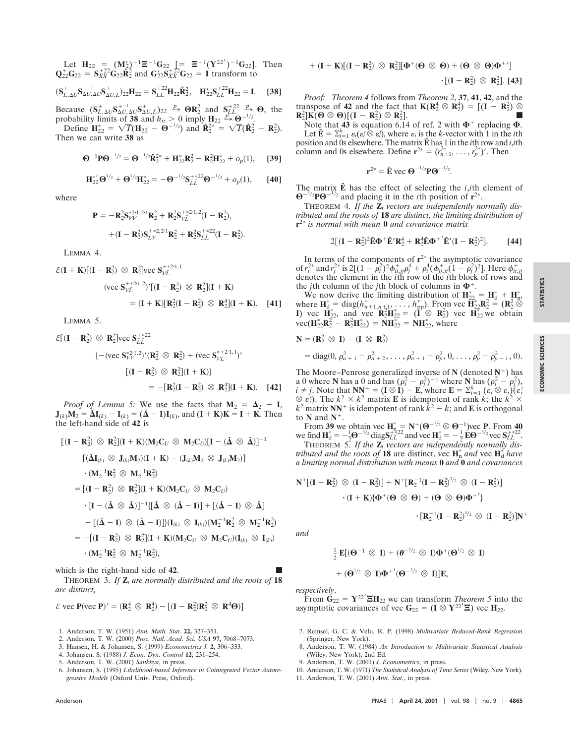Let $\mathbf{H}_{22} = (\mathbf{M}_2')^{-1}\boldsymbol{\Xi}^{-1}\mathbf{G}_{22}$ $[= \boldsymbol{\Xi}^{-1}(\mathbf{Y}^{22'})^{-1}\mathbf{G}_{22}]$. Then $\mathbf{Q}_{22}^{+}\mathbf{G}_{22} = \mathbf{S}_{XX}^{+22}\mathbf{G}_{22}\hat{\mathbf{R}}_2^2$ and $\mathbf{G}_{22}'\mathbf{S}_{XX}^{+22}\mathbf{G}_{22} = \mathbf{I}$ transform to

$$(\mathbf{S}_{\bar{L},\Delta U}^{+}\mathbf{S}_{\Delta U,\Delta U}^{+^{-1}}\mathbf{S}_{\Delta U,\bar{L}}^{+})_{22}\mathbf{H}_{22} = \mathbf{S}_{\bar{L}\bar{L}}^{+22}\mathbf{H}_{22}\hat{\mathbf{R}}_2^2, \quad \mathbf{H}_{22}'\mathbf{S}_{\bar{L}\bar{L}}^{+22}\mathbf{H}_{22} = \mathbf{I}. \quad [38]$$

Because $(\mathbf{S}_{\bar{L},\Delta U}^{+}\mathbf{S}_{\Delta U,\Delta U}^{+^{-1}}\mathbf{S}_{\Delta U,\bar{L}}^{+})_{22} \xrightarrow{p} \boldsymbol{\Theta}\mathbf{R}_2^2$ and $\mathbf{S}_{\bar{L}\bar{L}}^{+22} \xrightarrow{p} \boldsymbol{\Theta}$, the probability limits of **38** and $h_{ii} > 0$ imply $\mathbf{H}_{22} \xrightarrow{p} \boldsymbol{\Theta}^{-1/2}$.

Define $\mathbf{H}_{22}^{*} = \sqrt{T}(\mathbf{H}_{22} - \boldsymbol{\Theta}^{-1/2})$ and $\hat{\mathbf{R}}_2^{2*} = \sqrt{T}(\hat{\mathbf{R}}_2^2 - \mathbf{R}_2^2)$. Then we can write **38** as

$$\boldsymbol{\Theta}^{-1}\mathbf{P}\boldsymbol{\Theta}^{-1/2} = \boldsymbol{\Theta}^{-1/2}\hat{\mathbf{R}}_2^{2*} + \mathbf{H}_{22}^{*}\mathbf{R}_2^2 - \mathbf{R}_2^2\mathbf{H}_{22}^{*} + o_p(1), \quad [39]$$

$$\mathbf{H}_{22}^{*\prime}\boldsymbol{\Theta}^{1/2} + \boldsymbol{\Theta}^{1/2}\mathbf{H}_{22}^{*} = -\boldsymbol{\Theta}^{-1/2}\mathbf{S}_{\bar{L}\bar{L}}^{+*22}\boldsymbol{\Theta}^{-1/2} + o_p(1), \quad [40]$$

where

$$\mathbf{P} = -\mathbf{R}_2^2\mathbf{S}_{VV}^{*2\cdot1,2\cdot1}\mathbf{R}_2^2 + \mathbf{R}_2^2\mathbf{S}_{V\bar{L}}^{+*2\cdot1,2}(\mathbf{I} - \mathbf{R}_2^2),$$
$$+(\mathbf{I} - \mathbf{R}_2^2)\mathbf{S}_{\bar{L}V}^{+*2,2\cdot1}\mathbf{R}_2^2 + \mathbf{R}_2^2\mathbf{S}_{\bar{L}\bar{L}}^{+*22}(\mathbf{I} - \mathbf{R}_2^2).$$

LEMMA 4.

$$\mathcal{E}(\mathbf{I} + \mathbf{K})[(\mathbf{I} - \mathbf{R}_2^2) \otimes \mathbf{R}_2^2]\text{vec } \mathbf{S}_{V\bar{L}}^{+*2\cdot1,1}$$
$$(\text{vec } \mathbf{S}_{V\bar{L}}^{+*2\cdot1,2})'[(\mathbf{I} - \mathbf{R}_2^2) \otimes \mathbf{R}_2^2](\mathbf{I} + \mathbf{K})$$
$$= (\mathbf{I} + \mathbf{K})[\mathbf{R}_2^2(\mathbf{I} - \mathbf{R}_2^2) \otimes \mathbf{R}_2^4](\mathbf{I} + \mathbf{K}). \quad [41]$$

LEMMA 5.

$$\mathcal{E}[(\mathbf{I} - \mathbf{R}_2^2) \otimes \mathbf{R}_2^2]\text{vec } \mathbf{S}_{\bar{L}\bar{L}}^{+*22}$$
$$\{-(\text{vec } \mathbf{S}_{VV}^{*2\cdot1,2})'(\mathbf{R}_2^2 \otimes \mathbf{R}_2^2) + (\text{vec } \mathbf{S}_{V\bar{L}}^{*+2\cdot1,1})'$$
$$[(\mathbf{I} - \mathbf{R}_2^2) \otimes \mathbf{R}_2^2](\mathbf{I} + \mathbf{K})\}$$
$$= -[\mathbf{R}_2^2(\mathbf{I} - \mathbf{R}_2^2) \otimes \mathbf{R}_2^4](\mathbf{I} + \mathbf{K}). \quad [42]$$

*Proof of Lemma 5:* We use the facts that $\mathbf{M}_2 = \boldsymbol{\Delta}_2 - \mathbf{I}$, $\mathbf{J}_{(k)}\mathbf{M}_2 = \tilde{\boldsymbol{\Delta}}\mathbf{I}_{(k)} - \mathbf{I}_{(k)} = (\tilde{\boldsymbol{\Delta}} - \mathbf{I})\mathbf{I}_{(k)}$, and $(\mathbf{I} + \mathbf{K})\mathbf{K} = \mathbf{I} + \mathbf{K}$. Then the left-hand side of **42** is

$$[(\mathbf{I} - \mathbf{R}_2^2) \otimes \mathbf{R}_2^2](\mathbf{I} + \mathbf{K})(\mathbf{M}_2\mathbf{C}_U \otimes \mathbf{M}_2\mathbf{C}_U)[\mathbf{I} - (\tilde{\boldsymbol{\Delta}} \otimes \tilde{\boldsymbol{\Delta}})]^{-1}$$
$$[(\tilde{\boldsymbol{\Delta}}\mathbf{I}_{(k)} \otimes \mathbf{J}_{(k)}\mathbf{M}_2)(\mathbf{I} + \mathbf{K}) - (\mathbf{J}_{(k)}\mathbf{M}_2 \otimes \mathbf{J}_{(k)}\mathbf{M}_2)]$$
$$\cdot(\mathbf{M}_2^{-1}\mathbf{R}_2^2 \otimes \mathbf{M}_2^{-1}\mathbf{R}_2^2)$$
$$= [(\mathbf{I} - \mathbf{R}_2^2) \otimes \mathbf{R}_2^2](\mathbf{I} + \mathbf{K})(\mathbf{M}_2\mathbf{C}_U \otimes \mathbf{M}_2\mathbf{C}_U)$$
$$\cdot[\mathbf{I} - (\tilde{\boldsymbol{\Delta}} \otimes \tilde{\boldsymbol{\Delta}})]^{-1}\{[\tilde{\boldsymbol{\Delta}} \otimes (\tilde{\boldsymbol{\Delta}} - \mathbf{I})] + [(\tilde{\boldsymbol{\Delta}} - \mathbf{I}) \otimes \tilde{\boldsymbol{\Delta}}]$$
$$- [(\tilde{\boldsymbol{\Delta}} - \mathbf{I}) \otimes (\tilde{\boldsymbol{\Delta}} - \mathbf{I})]\}(\mathbf{I}_{(k)} \otimes \mathbf{I}_{(k)})(\mathbf{M}_2^{-1}\mathbf{R}_2^2 \otimes \mathbf{M}_2^{-1}\mathbf{R}_2^2)$$
$$= -[(\mathbf{I} - \mathbf{R}_2^2) \otimes \mathbf{R}_2^2](\mathbf{I} + \mathbf{K})(\mathbf{M}_2\mathbf{C}_U \otimes \mathbf{M}_2\mathbf{C}_U)(\mathbf{I}_{(k)} \otimes \mathbf{I}_{(k)})$$
$$\cdot(\mathbf{M}_2^{-1}\mathbf{R}_2^2 \otimes \mathbf{M}_2^{-1}\mathbf{R}_2^2),$$

which is the right-hand side of **42**. ■

THEOREM 3. *If* $\mathbf{Z}_t$ *are normally distributed and the roots of* **18** *are distinct,*

$$\mathcal{E}\text{ vec }\mathbf{P}(\text{vec }\mathbf{P})' = (\mathbf{R}_2^4 \otimes \mathbf{R}_2^4) - [(\mathbf{I} - \mathbf{R}_2^2)\mathbf{R}_2^2 \otimes \mathbf{R}^4\boldsymbol{\Theta})]$$
$$+ (\mathbf{I} + \mathbf{K})[(\mathbf{I} - \mathbf{R}_2^2) \otimes \mathbf{R}_2^2][\boldsymbol{\Phi}^{+}(\boldsymbol{\Theta} \otimes \boldsymbol{\Theta}) + (\boldsymbol{\Theta} \otimes \boldsymbol{\Theta})\boldsymbol{\Phi}^{+\prime}]$$
$$\cdot[(\mathbf{I} - \mathbf{R}_2^2) \otimes \mathbf{R}_2^2]. \quad [43]$$

*Proof: Theorem 4* follows from *Theorem 2*, **37**, **41**, **42**, and the transpose of **42** and the fact that $\mathbf{K}(\mathbf{R}_2^4 \otimes \mathbf{R}_2^4) = [(\mathbf{I} - \mathbf{R}_2^2) \otimes \mathbf{R}_2^2]\mathbf{K}(\boldsymbol{\Theta} \otimes \boldsymbol{\Theta})[(\mathbf{I} - \mathbf{R}_2^2) \otimes \mathbf{R}_2^2]$. ■

Note that **43** is equation 6.14 of ref. 2 with $\boldsymbol{\Phi}^{+}$ replacing $\boldsymbol{\Phi}$.

Let $\tilde{\mathbf{E}} = \Sigma_{i=1}^{k}\,\varepsilon_i(\varepsilon_i' \otimes \varepsilon_i')$, where $\varepsilon_i$ is the $k$-vector with 1 in the $i$th position and 0s elsewhere. The matrix $\tilde{\mathbf{E}}$ has 1 in the $i$th row and $i,i$th column and 0s elsewhere. Define $\mathbf{r}^{2*} = (r_{n+1}^{2*}, \ldots, r_p^{2*})'$. Then

$$\mathbf{r}^{2*} = \tilde{\mathbf{E}}\text{ vec }\boldsymbol{\Theta}^{-1/2}\mathbf{P}\boldsymbol{\Theta}^{-1/2}.$$

The matrix $\tilde{\mathbf{E}}$ has the effect of selecting the $i,i$th element of $\boldsymbol{\Theta}^{-1/2}\mathbf{P}\boldsymbol{\Theta}^{-1/2}$ and placing it in the $i$th position of $\mathbf{r}^{2*}$.

THEOREM 4. *If the* $\mathbf{Z}_t$ *vectors are independently normally distributed and the roots of* **18** *are distinct, the limiting distribution of* $\mathbf{r}^{2*}$ *is normal with mean* **0** *and covariance matrix*

$$2[(\mathbf{I} - \mathbf{R}_2^2)^2\tilde{\mathbf{E}}\boldsymbol{\Phi}^{+}\tilde{\mathbf{E}}'\mathbf{R}_2^4 + \mathbf{R}_2^4\tilde{\mathbf{E}}\boldsymbol{\Phi}^{+\prime}\tilde{\mathbf{E}}'(\mathbf{I} - \mathbf{R}_2^2)^2]. \quad [44]$$

In terms of the components of $\mathbf{r}^{2*}$ the asymptotic covariance of $r_i^{2*}$ and $r_j^{2*}$ is $2[(1 - \rho_i^2)^2\phi_{ii,jj}^{+}\rho_j^4 + \rho_i^4(\phi_{jj,ii}^{+}(1 - \rho_j^2)^2]$. Here $\phi_{ii,jj}^{+}$ denotes the element in the $i$th row of the $i$th block of rows and the $j$th column of the $j$th block of columns in $\boldsymbol{\Phi}^{+}$.

We now derive the limiting distribution of $\mathbf{H}_{22}^{*} = \mathbf{H}_d^{*} + \mathbf{H}_n^{*}$, where $\mathbf{H}_d^{*} = \text{diag}(h_{n+1,n+1}^{*}, \ldots, h_{pp}^{*})$. From vec $\mathbf{H}_{22}^{*}\mathbf{R}_2^2 = (\mathbf{R}_2^2 \otimes \mathbf{I})$ vec $\mathbf{H}_{22}^{*}$, and vec $\mathbf{R}_2^2\mathbf{H}_{22}^{*} = (\mathbf{I} \otimes \mathbf{R}_2^2)$ vec $\mathbf{H}_{22}^{*}$ we obtain $\text{vec}(\mathbf{H}_{22}^{*}\mathbf{R}_2^2 - \mathbf{R}_2^2\mathbf{H}_{22}^{*}) = \mathbf{N}\mathbf{H}_{22}^{*} = \mathbf{N}\mathbf{H}_{22}^{*}$, where

$$\mathbf{N} = (\mathbf{R}_2^2 \otimes \mathbf{I}) - (\mathbf{I} \otimes \mathbf{R}_2^2)$$
$$= \text{diag}(0, \rho_{n+1}^2 - \rho_{n+2}^2, \ldots, \rho_{n+1}^2 - \rho_p^2, 0, \ldots, \rho_p^2 - \rho_{p-1}^2, 0).$$

The Moore–Penrose generalized inverse of $\mathbf{N}$ (denoted $\mathbf{N}^{+}$) has a 0 where $\mathbf{N}$ has a 0 and has $(\rho_i^2 - \rho_j^2)^{-1}$ where $\mathbf{N}$ has $(\rho_i^2 - \rho_j^2)$, $i \neq j$. Note that $\mathbf{N}\mathbf{N}^{+} = (\mathbf{I} \otimes \mathbf{I}) - \mathbf{E}$, where $\mathbf{E} = \Sigma_{i=1}^{k}\,(\varepsilon_i \otimes \varepsilon_i)(\varepsilon_i' \otimes \varepsilon_i')$. The $k^2 \times k^2$ matrix $\mathbf{E}$ is idempotent of rank $k$; the $k^2 \times k^2$ matrix $\mathbf{N}\mathbf{N}^{+}$ is idempotent of rank $k^2 - k$; and $\mathbf{E}$ is orthogonal to $\mathbf{N}$ and $\mathbf{N}^{+}$.

From **39** we obtain vec $\mathbf{H}_n^{*} = \mathbf{N}^{+}(\boldsymbol{\Theta}^{-1/2} \otimes \boldsymbol{\Theta}^{-1})$vec $\mathbf{P}$. From **40** we find $\mathbf{H}_d^{*} = -\frac{1}{2}\boldsymbol{\Theta}^{-3/2}\,\text{diag}\mathbf{S}_{\bar{L}\bar{L}}^{+*22}$ and vec $\mathbf{H}_d^{*} = -\frac{1}{2}\,\mathbf{E}\boldsymbol{\Theta}^{-3/2}$vec $\mathbf{S}_{\bar{L}\bar{L}}^{+*22}$.

THEOREM 5. *If the* $\mathbf{Z}_t$ *vectors are independently normally distributed and the roots of* **18** *are distinct, vec* $\mathbf{H}_n^{*}$ *and vec* $\mathbf{H}_d^{*}$ *have a limiting normal distribution with means* **0** *and* **0** *and covariances*

$$\mathbf{N}^{+}[(\mathbf{I} - \mathbf{R}_2^2) \otimes (\mathbf{I} - \mathbf{R}_2^2)] + \mathbf{N}^{+}[\mathbf{R}_2^{-1}(\mathbf{I} - \mathbf{R}_2^2)^{3/2} \otimes (\mathbf{I} - \mathbf{R}_2^2)]$$
$$\cdot(\mathbf{I} + \mathbf{K})\{\boldsymbol{\Phi}^{+}(\boldsymbol{\Theta} \otimes \boldsymbol{\Theta}) + (\boldsymbol{\Theta} \otimes \boldsymbol{\Theta})\boldsymbol{\Phi}^{+\prime}\}$$
$$\cdot[\mathbf{R}_2^{-1}(\mathbf{I} - \mathbf{R}_2^2)^{3/2} \otimes (\mathbf{I} - \mathbf{R}_2^2)]\mathbf{N}^{+}$$

*and*

$$\tfrac{1}{2}\,\mathbf{E}[(\boldsymbol{\Theta}^{-1} \otimes \mathbf{I}) + (\boldsymbol{\theta}^{-3/2} \otimes \mathbf{I})\boldsymbol{\Phi}^{+}(\boldsymbol{\Theta}^{1/2} \otimes \mathbf{I})$$
$$+ (\boldsymbol{\Theta}^{1/2} \otimes \mathbf{I})\boldsymbol{\Phi}^{+\prime}(\boldsymbol{\Theta}^{-3/2} \otimes \mathbf{I})]\mathbf{E},$$

*respectively*.

From $\mathbf{G}_{22} = \mathbf{Y}^{22'}\boldsymbol{\Xi}\mathbf{H}_{22}$ we can transform *Theorem 5* into the asymptotic covariances of vec $\mathbf{G}_{22} = (\mathbf{I} \otimes \mathbf{Y}^{22'}\boldsymbol{\Xi})$ vec $\mathbf{H}_{22}$.

1. Anderson, T. W. (1951) *Ann. Math. Stat.* **22,** 327–351.
2. Anderson, T. W. (2000) *Proc. Natl. Acad. Sci. USA* **97,** 7068–7073.
3. Hansen, H. & Johansen, S. (1999) *Econometrics J.* **2,** 306–333.
4. Johansen, S. (1988) *J. Econ. Dyn. Control* **12,** 231–254.
5. Anderson, T. W. (2001) *Sankhya*, in press.
6. Johansen, S. (1995) *Likelihood-based Inference in Cointegrated Vector Autoregressive Models* (Oxford Univ. Press, Oxford).
7. Reinsel, G. C. & Velu, R. P. (1998) *Multivariate Reduced-Rank Regression* (Springer, New York).
8. Anderson, T. W. (1984) *An Introduction to Multivariate Statistical Analysis* (Wiley, New York), 2nd Ed.
9. Anderson, T. W. (2001) *J. Econometrics*, in press.
10. Anderson, T. W. (1971) *The Statistical Analysis of Time Series* (Wiley, New York).
11. Anderson, T. W. (2001) *Ann. Stat.*, in press.